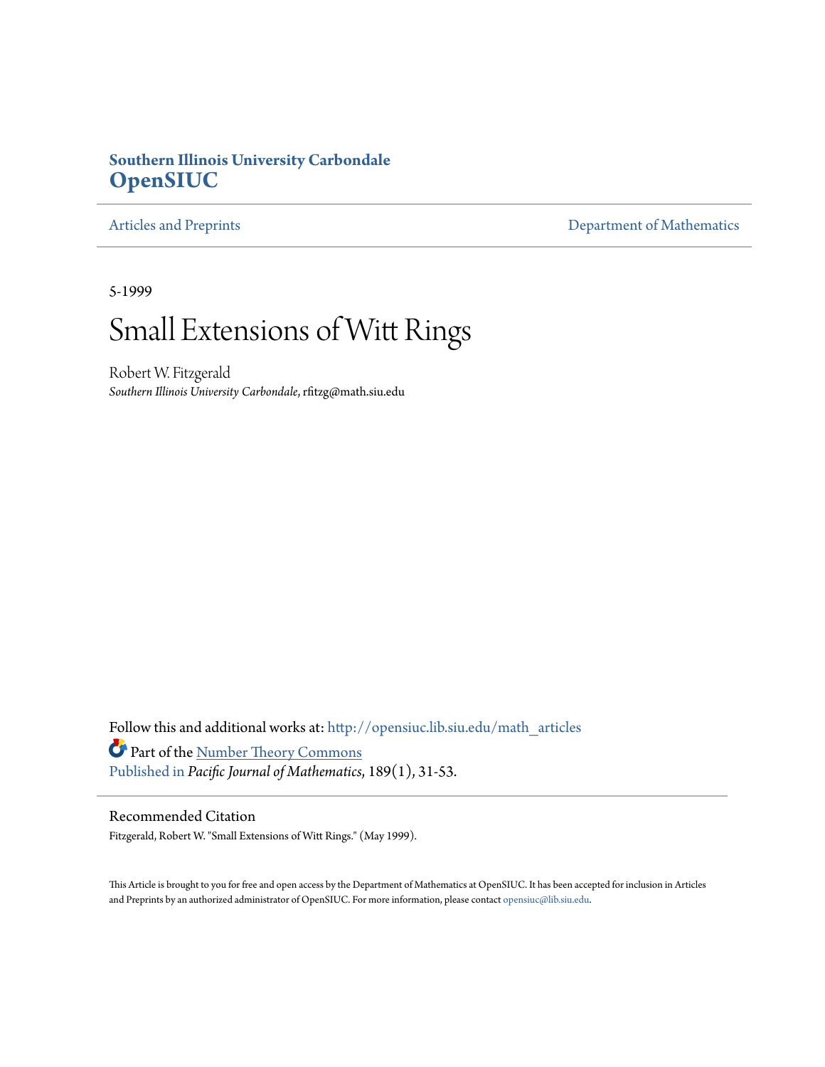**Southern Illinois University Carbondale**
**OpenSIUC**

Articles and Preprints | Department of Mathematics

5-1999

# Small Extensions of Witt Rings

Robert W. Fitzgerald
*Southern Illinois University Carbondale*, rfitzg@math.siu.edu

Follow this and additional works at: http://opensiuc.lib.siu.edu/math_articles

Part of the Number Theory Commons

Published in *Pacific Journal of Mathematics*, 189(1), 31-53.

## Recommended Citation

Fitzgerald, Robert W. "Small Extensions of Witt Rings." (May 1999).

This Article is brought to you for free and open access by the Department of Mathematics at OpenSIUC. It has been accepted for inclusion in Articles and Preprints by an authorized administrator of OpenSIUC. For more information, please contact opensiuc@lib.siu.edu.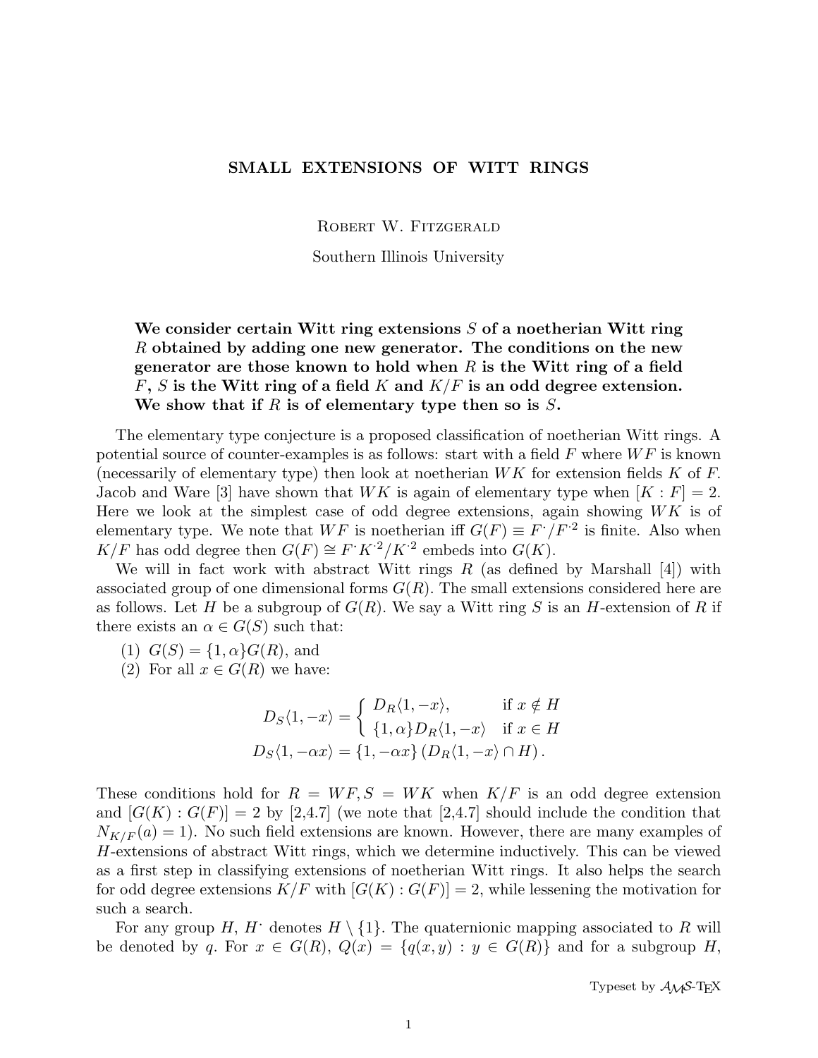# SMALL EXTENSIONS OF WITT RINGS

Robert W. Fitzgerald

Southern Illinois University

**We consider certain Witt ring extensions $S$ of a noetherian Witt ring $R$ obtained by adding one new generator. The conditions on the new generator are those known to hold when $R$ is the Witt ring of a field $F$, $S$ is the Witt ring of a field $K$ and $K/F$ is an odd degree extension. We show that if $R$ is of elementary type then so is $S$.**

The elementary type conjecture is a proposed classification of noetherian Witt rings. A potential source of counter-examples is as follows: start with a field $F$ where $WF$ is known (necessarily of elementary type) then look at noetherian $WK$ for extension fields $K$ of $F$. Jacob and Ware [3] have shown that $WK$ is again of elementary type when $[K : F] = 2$. Here we look at the simplest case of odd degree extensions, again showing $WK$ is of elementary type. We note that $WF$ is noetherian iff $G(F) \equiv F^{\cdot}/F^{\cdot 2}$ is finite. Also when $K/F$ has odd degree then $G(F) \cong F^{\cdot}K^{\cdot 2}/K^{\cdot 2}$ embeds into $G(K)$.

We will in fact work with abstract Witt rings $R$ (as defined by Marshall [4]) with associated group of one dimensional forms $G(R)$. The small extensions considered here are as follows. Let $H$ be a subgroup of $G(R)$. We say a Witt ring $S$ is an $H$-extension of $R$ if there exists an $\alpha \in G(S)$ such that:

(1) $G(S) = \{1, \alpha\}G(R)$, and

(2) For all $x \in G(R)$ we have:

$$D_S\langle 1, -x\rangle = \begin{cases} D_R\langle 1, -x\rangle, & \text{if } x \notin H \\ \{1, \alpha\}D_R\langle 1, -x\rangle & \text{if } x \in H \end{cases}$$

$$D_S\langle 1, -\alpha x\rangle = \{1, -\alpha x\}\left(D_R\langle 1, -x\rangle \cap H\right).$$

These conditions hold for $R = WF, S = WK$ when $K/F$ is an odd degree extension and $[G(K) : G(F)] = 2$ by [2,4.7] (we note that [2,4.7] should include the condition that $N_{K/F}(a) = 1$). No such field extensions are known. However, there are many examples of $H$-extensions of abstract Witt rings, which we determine inductively. This can be viewed as a first step in classifying extensions of noetherian Witt rings. It also helps the search for odd degree extensions $K/F$ with $[G(K) : G(F)] = 2$, while lessening the motivation for such a search.

For any group $H$, $H^{\cdot}$ denotes $H \setminus \{1\}$. The quaternionic mapping associated to $R$ will be denoted by $q$. For $x \in G(R)$, $Q(x) = \{q(x, y) : y \in G(R)\}$ and for a subgroup $H$,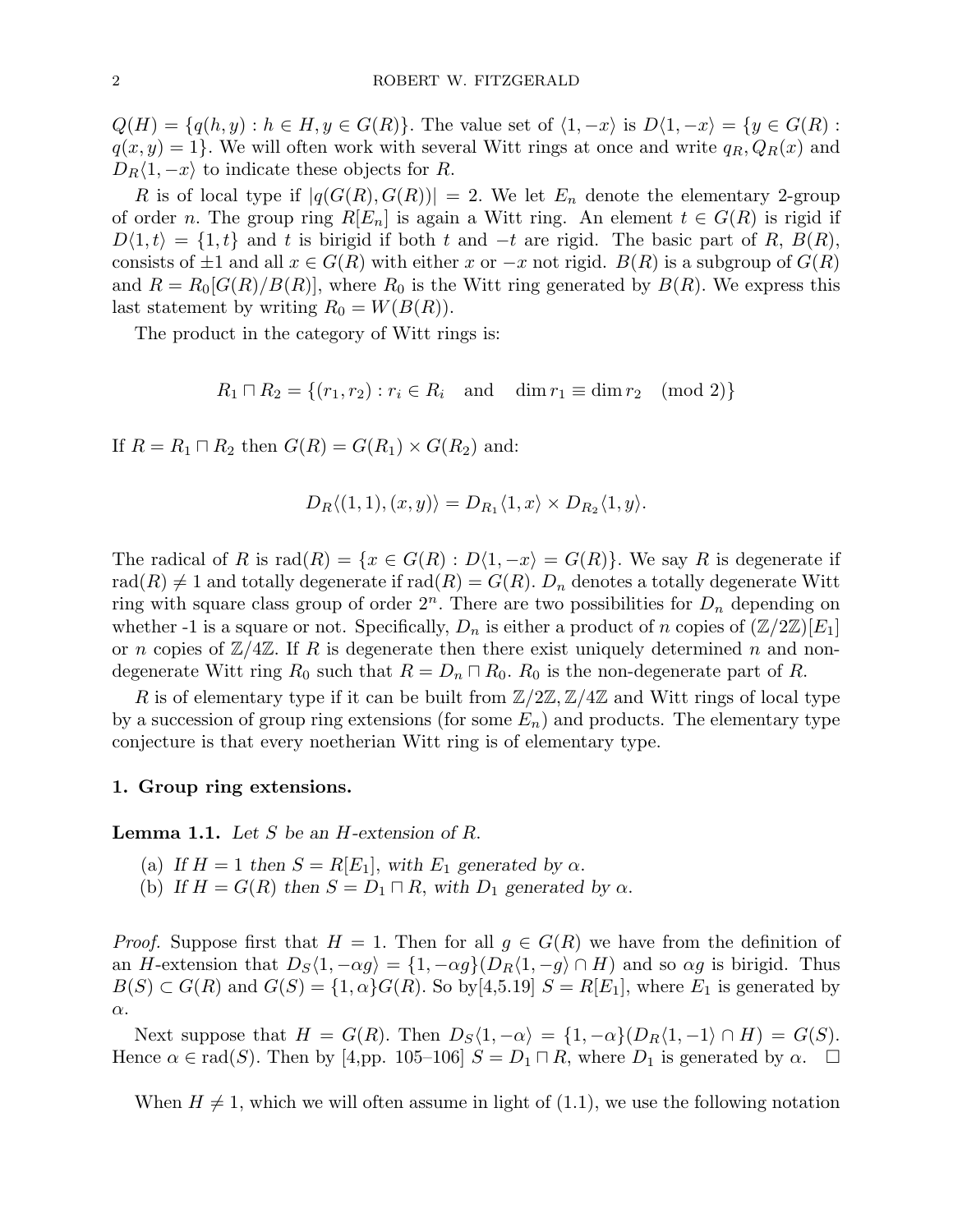$Q(H) = \{q(h, y) : h \in H, y \in G(R)\}$. The value set of $\langle 1, -x\rangle$ is $D\langle 1, -x\rangle = \{y \in G(R) : q(x, y) = 1\}$. We will often work with several Witt rings at once and write $q_R, Q_R(x)$ and $D_R\langle 1, -x\rangle$ to indicate these objects for $R$.

$R$ is of local type if $|q(G(R), G(R))| = 2$. We let $E_n$ denote the elementary 2-group of order $n$. The group ring $R[E_n]$ is again a Witt ring. An element $t \in G(R)$ is rigid if $D\langle 1, t\rangle = \{1, t\}$ and $t$ is birigid if both $t$ and $-t$ are rigid. The basic part of $R$, $B(R)$, consists of $\pm 1$ and all $x \in G(R)$ with either $x$ or $-x$ not rigid. $B(R)$ is a subgroup of $G(R)$ and $R = R_0[G(R)/B(R)]$, where $R_0$ is the Witt ring generated by $B(R)$. We express this last statement by writing $R_0 = W(B(R))$.

The product in the category of Witt rings is:

$$R_1 \sqcap R_2 = \{(r_1, r_2) : r_i \in R_i \quad \text{and} \quad \dim r_1 \equiv \dim r_2 \pmod 2\}$$

If $R = R_1 \sqcap R_2$ then $G(R) = G(R_1) \times G(R_2)$ and:

$$D_R\langle (1, 1), (x, y)\rangle = D_{R_1}\langle 1, x\rangle \times D_{R_2}\langle 1, y\rangle.$$

The radical of $R$ is $\text{rad}(R) = \{x \in G(R) : D\langle 1, -x\rangle = G(R)\}$. We say $R$ is degenerate if $\text{rad}(R) \neq 1$ and totally degenerate if $\text{rad}(R) = G(R)$. $D_n$ denotes a totally degenerate Witt ring with square class group of order $2^n$. There are two possibilities for $D_n$ depending on whether -1 is a square or not. Specifically, $D_n$ is either a product of $n$ copies of $(\mathbb{Z}/2\mathbb{Z})[E_1]$ or $n$ copies of $\mathbb{Z}/4\mathbb{Z}$. If $R$ is degenerate then there exist uniquely determined $n$ and non-degenerate Witt ring $R_0$ such that $R = D_n \sqcap R_0$. $R_0$ is the non-degenerate part of $R$.

$R$ is of elementary type if it can be built from $\mathbb{Z}/2\mathbb{Z}, \mathbb{Z}/4\mathbb{Z}$ and Witt rings of local type by a succession of group ring extensions (for some $E_n$) and products. The elementary type conjecture is that every noetherian Witt ring is of elementary type.

## 1. Group ring extensions.

**Lemma 1.1.** *Let $S$ be an $H$-extension of $R$.*

(a) *If $H = 1$ then $S = R[E_1]$, with $E_1$ generated by $\alpha$.*
(b) *If $H = G(R)$ then $S = D_1 \sqcap R$, with $D_1$ generated by $\alpha$.*

*Proof.* Suppose first that $H = 1$. Then for all $g \in G(R)$ we have from the definition of an $H$-extension that $D_S\langle 1, -\alpha g\rangle = \{1, -\alpha g\}(D_R\langle 1, -g\rangle \cap H)$ and so $\alpha g$ is birigid. Thus $B(S) \subset G(R)$ and $G(S) = \{1, \alpha\}G(R)$. So by[4,5.19] $S = R[E_1]$, where $E_1$ is generated by $\alpha$.

Next suppose that $H = G(R)$. Then $D_S\langle 1, -\alpha\rangle = \{1, -\alpha\}(D_R\langle 1, -1\rangle \cap H) = G(S)$. Hence $\alpha \in \text{rad}(S)$. Then by [4,pp. 105–106] $S = D_1 \sqcap R$, where $D_1$ is generated by $\alpha$. □

When $H \neq 1$, which we will often assume in light of (1.1), we use the following notation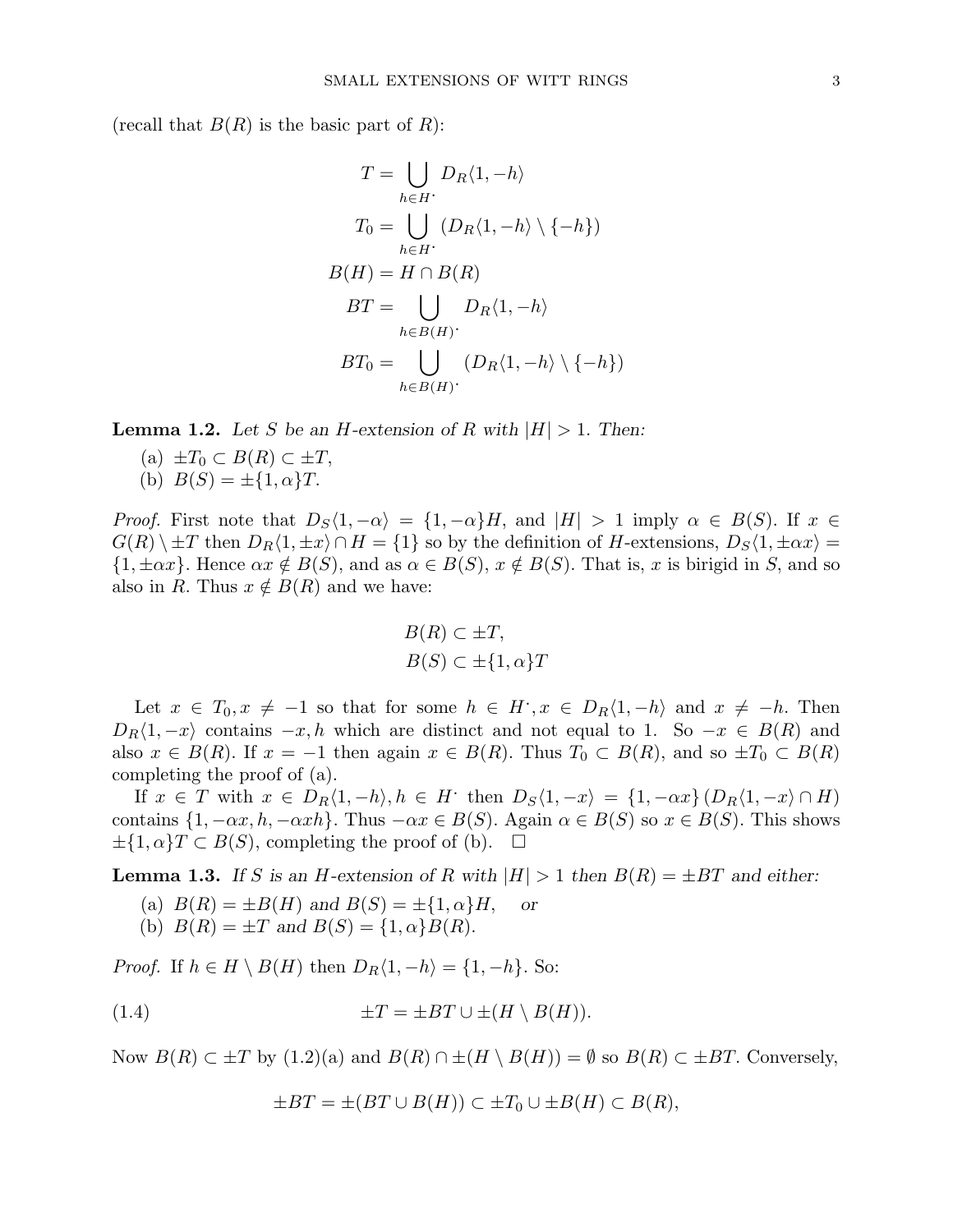(recall that $B(R)$ is the basic part of $R$):

$$
\begin{aligned}
T &= \bigcup_{h \in H^{\cdot}} D_R\langle 1, -h\rangle \\
T_0 &= \bigcup_{h \in H^{\cdot}} (D_R\langle 1, -h\rangle \setminus \{-h\}) \\
B(H) &= H \cap B(R) \\
BT &= \bigcup_{h \in B(H)^{\cdot}} D_R\langle 1, -h\rangle \\
BT_0 &= \bigcup_{h \in B(H)^{\cdot}} (D_R\langle 1, -h\rangle \setminus \{-h\})
\end{aligned}
$$

**Lemma 1.2.** *Let $S$ be an $H$-extension of $R$ with $|H| > 1$. Then:*

(a) $\pm T_0 \subset B(R) \subset \pm T$,

(b) $B(S) = \pm\{1, \alpha\}T$.

*Proof.* First note that $D_S\langle 1, -\alpha\rangle = \{1, -\alpha\}H$, and $|H| > 1$ imply $\alpha \in B(S)$. If $x \in G(R) \setminus \pm T$ then $D_R\langle 1, \pm x\rangle \cap H = \{1\}$ so by the definition of $H$-extensions, $D_S\langle 1, \pm\alpha x\rangle = \{1, \pm\alpha x\}$. Hence $\alpha x \notin B(S)$, and as $\alpha \in B(S)$, $x \notin B(S)$. That is, $x$ is birigid in $S$, and so also in $R$. Thus $x \notin B(R)$ and we have:

$$
\begin{aligned}
B(R) &\subset \pm T, \\
B(S) &\subset \pm\{1, \alpha\}T
\end{aligned}
$$

Let $x \in T_0, x \neq -1$ so that for some $h \in H^{\cdot}, x \in D_R\langle 1, -h\rangle$ and $x \neq -h$. Then $D_R\langle 1, -x\rangle$ contains $-x, h$ which are distinct and not equal to 1. So $-x \in B(R)$ and also $x \in B(R)$. If $x = -1$ then again $x \in B(R)$. Thus $T_0 \subset B(R)$, and so $\pm T_0 \subset B(R)$ completing the proof of (a).

If $x \in T$ with $x \in D_R\langle 1, -h\rangle, h \in H^{\cdot}$ then $D_S\langle 1, -x\rangle = \{1, -\alpha x\}(D_R\langle 1, -x\rangle \cap H)$ contains $\{1, -\alpha x, h, -\alpha x h\}$. Thus $-\alpha x \in B(S)$. Again $\alpha \in B(S)$ so $x \in B(S)$. This shows $\pm\{1, \alpha\}T \subset B(S)$, completing the proof of (b). $\square$

**Lemma 1.3.** *If $S$ is an $H$-extension of $R$ with $|H| > 1$ then $B(R) = \pm BT$ and either:*

(a) $B(R) = \pm B(H)$ *and* $B(S) = \pm\{1, \alpha\}H$, *or*

(b) $B(R) = \pm T$ *and* $B(S) = \{1, \alpha\}B(R)$.

*Proof.* If $h \in H \setminus B(H)$ then $D_R\langle 1, -h\rangle = \{1, -h\}$. So:

$$
\pm T = \pm BT \cup \pm(H \setminus B(H)). \tag{1.4}
$$

Now $B(R) \subset \pm T$ by (1.2)(a) and $B(R) \cap \pm(H \setminus B(H)) = \emptyset$ so $B(R) \subset \pm BT$. Conversely,

$$
\pm BT = \pm(BT \cup B(H)) \subset \pm T_0 \cup \pm B(H) \subset B(R),
$$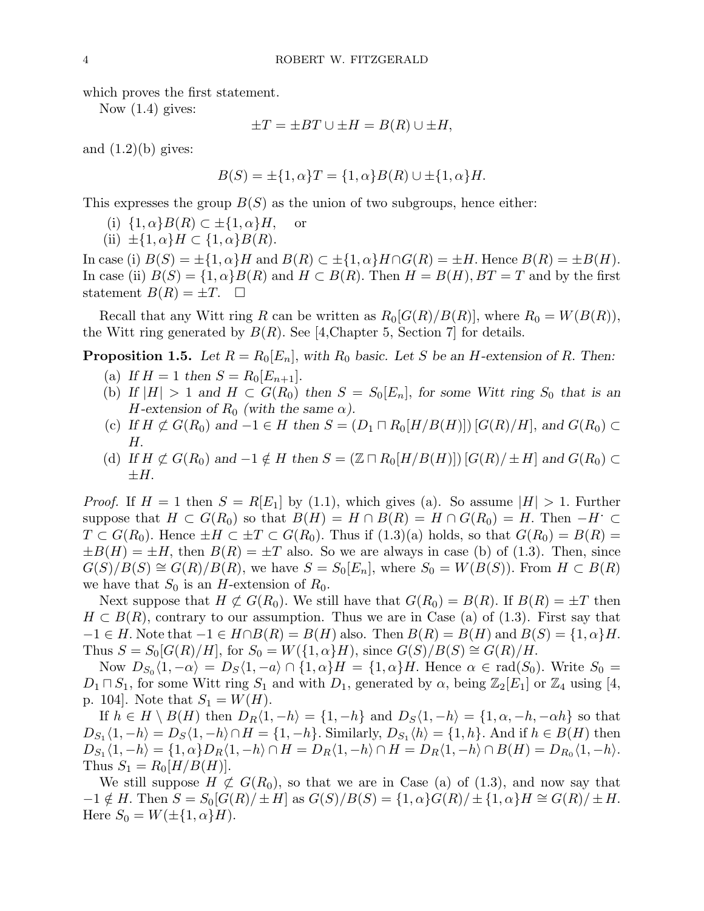which proves the first statement.

Now (1.4) gives:

$$\pm T = \pm BT \cup \pm H = B(R) \cup \pm H,$$

and (1.2)(b) gives:

$$B(S) = \pm\{1, \alpha\}T = \{1, \alpha\}B(R) \cup \pm\{1, \alpha\}H.$$

This expresses the group $B(S)$ as the union of two subgroups, hence either:

(i) $\{1, \alpha\}B(R) \subset \pm\{1, \alpha\}H$, or

(ii) $\pm\{1, \alpha\}H \subset \{1, \alpha\}B(R)$.

In case (i) $B(S) = \pm\{1, \alpha\}H$ and $B(R) \subset \pm\{1, \alpha\}H \cap G(R) = \pm H$. Hence $B(R) = \pm B(H)$. In case (ii) $B(S) = \{1, \alpha\}B(R)$ and $H \subset B(R)$. Then $H = B(H), BT = T$ and by the first statement $B(R) = \pm T$. $\square$

Recall that any Witt ring $R$ can be written as $R_0[G(R)/B(R)]$, where $R_0 = W(B(R))$, the Witt ring generated by $B(R)$. See [4,Chapter 5, Section 7] for details.

**Proposition 1.5.** *Let $R = R_0[E_n]$, with $R_0$ basic. Let $S$ be an $H$-extension of $R$. Then:*

(a) *If $H = 1$ then $S = R_0[E_{n+1}]$.*

(b) *If $|H| > 1$ and $H \subset G(R_0)$ then $S = S_0[E_n]$, for some Witt ring $S_0$ that is an $H$-extension of $R_0$ (with the same $\alpha$).*

(c) *If $H \not\subset G(R_0)$ and $-1 \in H$ then $S = (D_1 \sqcap R_0[H/B(H)])\,[G(R)/H]$, and $G(R_0) \subset H$.*

(d) *If $H \not\subset G(R_0)$ and $-1 \notin H$ then $S = (\mathbb{Z} \sqcap R_0[H/B(H)])\,[G(R)/\pm H]$ and $G(R_0) \subset \pm H$.*

*Proof.* If $H = 1$ then $S = R[E_1]$ by (1.1), which gives (a). So assume $|H| > 1$. Further suppose that $H \subset G(R_0)$ so that $B(H) = H \cap B(R) = H \cap G(R_0) = H$. Then $-H^{\cdot} \subset T \subset G(R_0)$. Hence $\pm H \subset \pm T \subset G(R_0)$. Thus if (1.3)(a) holds, so that $G(R_0) = B(R) = \pm B(H) = \pm H$, then $B(R) = \pm T$ also. So we are always in case (b) of (1.3). Then, since $G(S)/B(S) \cong G(R)/B(R)$, we have $S = S_0[E_n]$, where $S_0 = W(B(S))$. From $H \subset B(R)$ we have that $S_0$ is an $H$-extension of $R_0$.

Next suppose that $H \not\subset G(R_0)$. We still have that $G(R_0) = B(R)$. If $B(R) = \pm T$ then $H \subset B(R)$, contrary to our assumption. Thus we are in Case (a) of (1.3). First say that $-1 \in H$. Note that $-1 \in H \cap B(R) = B(H)$ also. Then $B(R) = B(H)$ and $B(S) = \{1, \alpha\}H$. Thus $S = S_0[G(R)/H]$, for $S_0 = W(\{1, \alpha\}H)$, since $G(S)/B(S) \cong G(R)/H$.

Now $D_{S_0}\langle 1, -\alpha\rangle = D_S\langle 1, -a\rangle \cap \{1, \alpha\}H = \{1, \alpha\}H$. Hence $\alpha \in \text{rad}(S_0)$. Write $S_0 = D_1 \sqcap S_1$, for some Witt ring $S_1$ and with $D_1$, generated by $\alpha$, being $\mathbb{Z}_2[E_1]$ or $\mathbb{Z}_4$ using [4, p. 104]. Note that $S_1 = W(H)$.

If $h \in H \setminus B(H)$ then $D_R\langle 1, -h\rangle = \{1, -h\}$ and $D_S\langle 1, -h\rangle = \{1, \alpha, -h, -\alpha h\}$ so that $D_{S_1}\langle 1, -h\rangle = D_S\langle 1, -h\rangle \cap H = \{1, -h\}$. Similarly, $D_{S_1}\langle h\rangle = \{1, h\}$. And if $h \in B(H)$ then $D_{S_1}\langle 1, -h\rangle = \{1, \alpha\}D_R\langle 1, -h\rangle \cap H = D_R\langle 1, -h\rangle \cap H = D_R\langle 1, -h\rangle \cap B(H) = D_{R_0}\langle 1, -h\rangle$. Thus $S_1 = R_0[H/B(H)]$.

We still suppose $H \not\subset G(R_0)$, so that we are in Case (a) of (1.3), and now say that $-1 \notin H$. Then $S = S_0[G(R)/\pm H]$ as $G(S)/B(S) = \{1, \alpha\}G(R)/\pm\{1, \alpha\}H \cong G(R)/\pm H$. Here $S_0 = W(\pm\{1, \alpha\}H)$.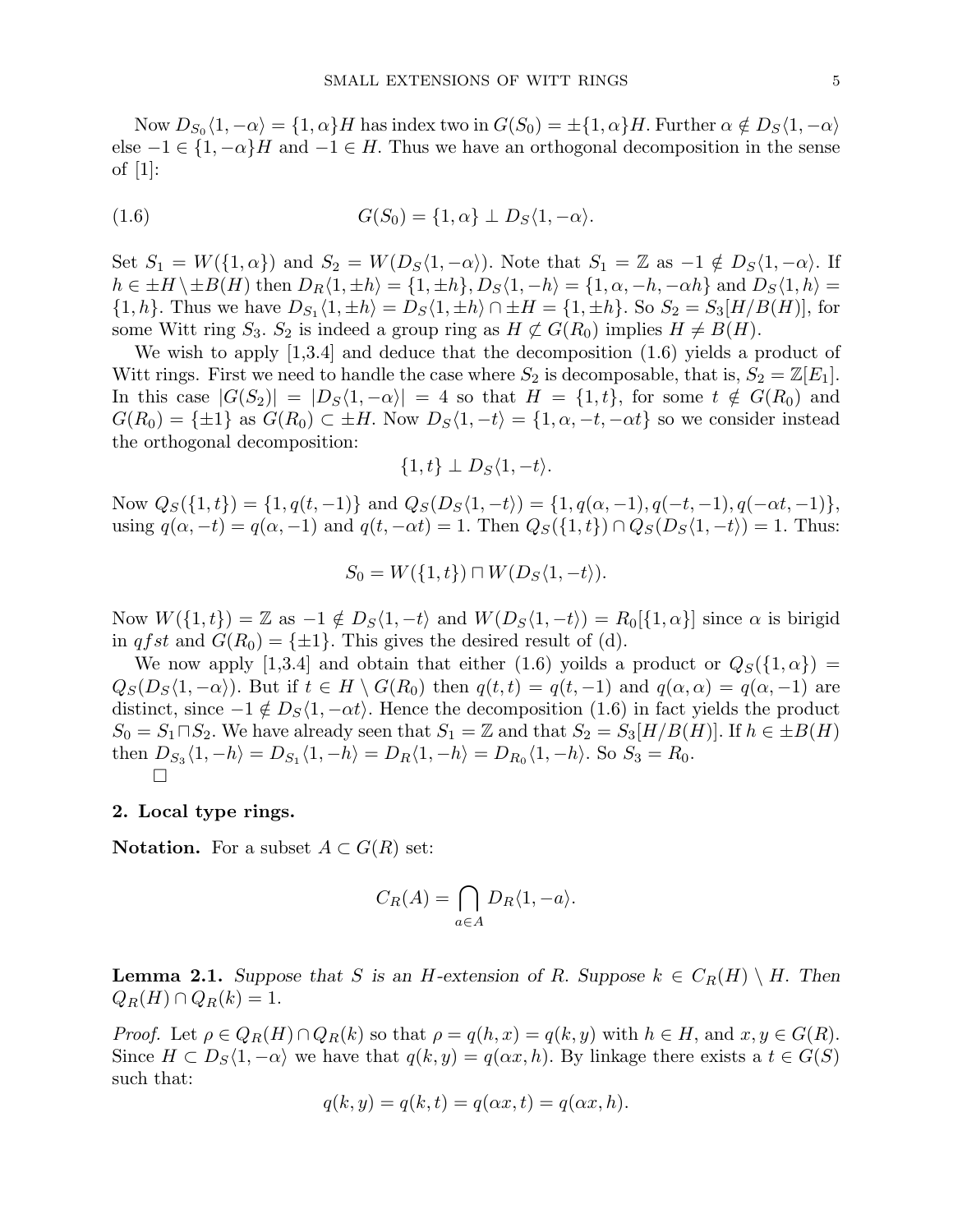Now $D_{S_0}\langle 1, -\alpha\rangle = \{1, \alpha\}H$ has index two in $G(S_0) = \pm\{1, \alpha\}H$. Further $\alpha \notin D_S\langle 1, -\alpha\rangle$ else $-1 \in \{1, -\alpha\}H$ and $-1 \in H$. Thus we have an orthogonal decomposition in the sense of [1]:

$$G(S_0) = \{1, \alpha\} \perp D_S\langle 1, -\alpha\rangle. \tag{1.6}$$

Set $S_1 = W(\{1, \alpha\})$ and $S_2 = W(D_S\langle 1, -\alpha\rangle)$. Note that $S_1 = \mathbb{Z}$ as $-1 \notin D_S\langle 1, -\alpha\rangle$. If $h \in \pm H \setminus \pm B(H)$ then $D_R\langle 1, \pm h\rangle = \{1, \pm h\}, D_S\langle 1, -h\rangle = \{1, \alpha, -h, -\alpha h\}$ and $D_S\langle 1, h\rangle = \{1, h\}$. Thus we have $D_{S_1}\langle 1, \pm h\rangle = D_S\langle 1, \pm h\rangle \cap \pm H = \{1, \pm h\}$. So $S_2 = S_3[H/B(H)]$, for some Witt ring $S_3$. $S_2$ is indeed a group ring as $H \not\subset G(R_0)$ implies $H \neq B(H)$.

We wish to apply [1,3.4] and deduce that the decomposition (1.6) yields a product of Witt rings. First we need to handle the case where $S_2$ is decomposable, that is, $S_2 = \mathbb{Z}[E_1]$. In this case $|G(S_2)| = |D_S\langle 1, -\alpha\rangle| = 4$ so that $H = \{1, t\}$, for some $t \notin G(R_0)$ and $G(R_0) = \{\pm 1\}$ as $G(R_0) \subset \pm H$. Now $D_S\langle 1, -t\rangle = \{1, \alpha, -t, -\alpha t\}$ so we consider instead the orthogonal decomposition:

$$\{1, t\} \perp D_S\langle 1, -t\rangle.$$

Now $Q_S(\{1, t\}) = \{1, q(t, -1)\}$ and $Q_S(D_S\langle 1, -t\rangle) = \{1, q(\alpha, -1), q(-t, -1), q(-\alpha t, -1)\}$, using $q(\alpha, -t) = q(\alpha, -1)$ and $q(t, -\alpha t) = 1$. Then $Q_S(\{1, t\}) \cap Q_S(D_S\langle 1, -t\rangle) = 1$. Thus:

$$S_0 = W(\{1, t\}) \sqcap W(D_S\langle 1, -t\rangle).$$

Now $W(\{1, t\}) = \mathbb{Z}$ as $-1 \notin D_S\langle 1, -t\rangle$ and $W(D_S\langle 1, -t\rangle) = R_0[\{1, \alpha\}]$ since $\alpha$ is birigid in $qfst$ and $G(R_0) = \{\pm 1\}$. This gives the desired result of (d).

We now apply [1,3.4] and obtain that either (1.6) yoilds a product or $Q_S(\{1, \alpha\}) = Q_S(D_S\langle 1, -\alpha\rangle)$. But if $t \in H \setminus G(R_0)$ then $q(t, t) = q(t, -1)$ and $q(\alpha, \alpha) = q(\alpha, -1)$ are distinct, since $-1 \notin D_S\langle 1, -\alpha t\rangle$. Hence the decomposition (1.6) in fact yields the product $S_0 = S_1 \sqcap S_2$. We have already seen that $S_1 = \mathbb{Z}$ and that $S_2 = S_3[H/B(H)]$. If $h \in \pm B(H)$ then $D_{S_3}\langle 1, -h\rangle = D_{S_1}\langle 1, -h\rangle = D_R\langle 1, -h\rangle = D_{R_0}\langle 1, -h\rangle$. So $S_3 = R_0$.
□

## 2. Local type rings.

**Notation.** For a subset $A \subset G(R)$ set:

$$C_R(A) = \bigcap_{a \in A} D_R\langle 1, -a\rangle.$$

**Lemma 2.1.** *Suppose that $S$ is an $H$-extension of $R$. Suppose $k \in C_R(H) \setminus H$. Then $Q_R(H) \cap Q_R(k) = 1$.*

*Proof.* Let $\rho \in Q_R(H) \cap Q_R(k)$ so that $\rho = q(h, x) = q(k, y)$ with $h \in H$, and $x, y \in G(R)$. Since $H \subset D_S\langle 1, -\alpha\rangle$ we have that $q(k, y) = q(\alpha x, h)$. By linkage there exists a $t \in G(S)$ such that:

$$q(k, y) = q(k, t) = q(\alpha x, t) = q(\alpha x, h).$$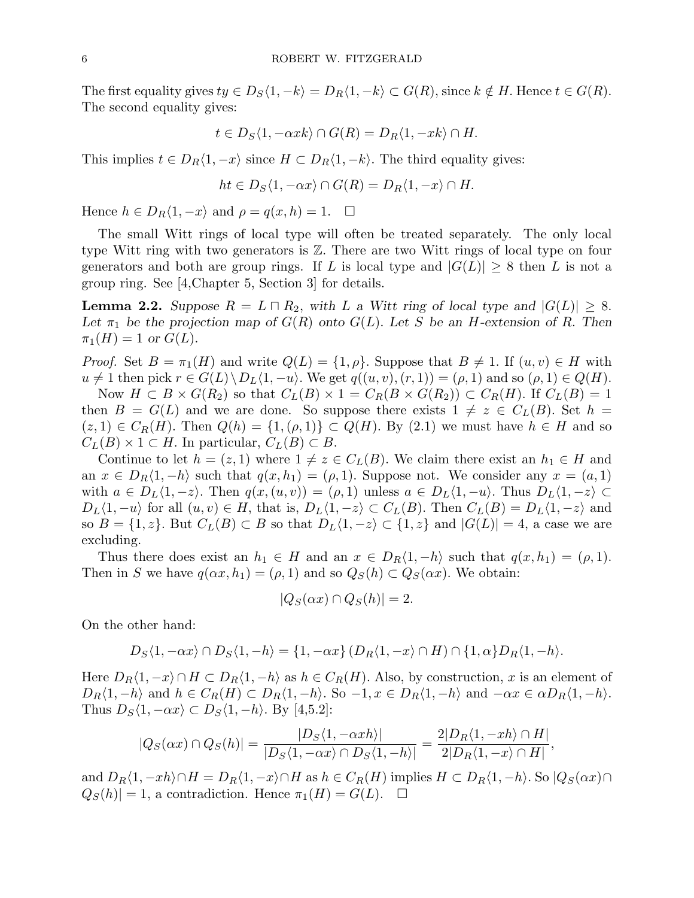The first equality gives $ty \in D_S\langle 1, -k\rangle = D_R\langle 1, -k\rangle \subset G(R)$, since $k \notin H$. Hence $t \in G(R)$. The second equality gives:

$$t \in D_S\langle 1, -\alpha xk\rangle \cap G(R) = D_R\langle 1, -xk\rangle \cap H.$$

This implies $t \in D_R\langle 1, -x\rangle$ since $H \subset D_R\langle 1, -k\rangle$. The third equality gives:

$$ht \in D_S\langle 1, -\alpha x\rangle \cap G(R) = D_R\langle 1, -x\rangle \cap H.$$

Hence $h \in D_R\langle 1, -x\rangle$ and $\rho = q(x, h) = 1$. $\square$

The small Witt rings of local type will often be treated separately. The only local type Witt ring with two generators is $\mathbb{Z}$. There are two Witt rings of local type on four generators and both are group rings. If $L$ is local type and $|G(L)| \geq 8$ then $L$ is not a group ring. See [4,Chapter 5, Section 3] for details.

**Lemma 2.2.** *Suppose $R = L \sqcap R_2$, with $L$ a Witt ring of local type and $|G(L)| \geq 8$. Let $\pi_1$ be the projection map of $G(R)$ onto $G(L)$. Let $S$ be an $H$-extension of $R$. Then $\pi_1(H) = 1$ or $G(L)$.*

*Proof.* Set $B = \pi_1(H)$ and write $Q(L) = \{1, \rho\}$. Suppose that $B \neq 1$. If $(u, v) \in H$ with $u \neq 1$ then pick $r \in G(L) \setminus D_L\langle 1, -u\rangle$. We get $q((u, v), (r, 1)) = (\rho, 1)$ and so $(\rho, 1) \in Q(H)$.

Now $H \subset B \times G(R_2)$ so that $C_L(B) \times 1 = C_R(B \times G(R_2)) \subset C_R(H)$. If $C_L(B) = 1$ then $B = G(L)$ and we are done. So suppose there exists $1 \neq z \in C_L(B)$. Set $h = (z, 1) \in C_R(H)$. Then $Q(h) = \{1, (\rho, 1)\} \subset Q(H)$. By (2.1) we must have $h \in H$ and so $C_L(B) \times 1 \subset H$. In particular, $C_L(B) \subset B$.

Continue to let $h = (z, 1)$ where $1 \neq z \in C_L(B)$. We claim there exist an $h_1 \in H$ and an $x \in D_R\langle 1, -h\rangle$ such that $q(x, h_1) = (\rho, 1)$. Suppose not. We consider any $x = (a, 1)$ with $a \in D_L\langle 1, -z\rangle$. Then $q(x, (u, v)) = (\rho, 1)$ unless $a \in D_L\langle 1, -u\rangle$. Thus $D_L\langle 1, -z\rangle \subset D_L\langle 1, -u\rangle$ for all $(u, v) \in H$, that is, $D_L\langle 1, -z\rangle \subset C_L(B)$. Then $C_L(B) = D_L\langle 1, -z\rangle$ and so $B = \{1, z\}$. But $C_L(B) \subset B$ so that $D_L\langle 1, -z\rangle \subset \{1, z\}$ and $|G(L)| = 4$, a case we are excluding.

Thus there does exist an $h_1 \in H$ and an $x \in D_R\langle 1, -h\rangle$ such that $q(x, h_1) = (\rho, 1)$. Then in $S$ we have $q(\alpha x, h_1) = (\rho, 1)$ and so $Q_S(h) \subset Q_S(\alpha x)$. We obtain:

$$|Q_S(\alpha x) \cap Q_S(h)| = 2.$$

On the other hand:

$$D_S\langle 1, -\alpha x\rangle \cap D_S\langle 1, -h\rangle = \{1, -\alpha x\}\, (D_R\langle 1, -x\rangle \cap H) \cap \{1, \alpha\} D_R\langle 1, -h\rangle.$$

Here $D_R\langle 1, -x\rangle \cap H \subset D_R\langle 1, -h\rangle$ as $h \in C_R(H)$. Also, by construction, $x$ is an element of $D_R\langle 1, -h\rangle$ and $h \in C_R(H) \subset D_R\langle 1, -h\rangle$. So $-1, x \in D_R\langle 1, -h\rangle$ and $-\alpha x \in \alpha D_R\langle 1, -h\rangle$. Thus $D_S\langle 1, -\alpha x\rangle \subset D_S\langle 1, -h\rangle$. By [4,5.2]:

$$|Q_S(\alpha x) \cap Q_S(h)| = \frac{|D_S\langle 1, -\alpha xh\rangle|}{|D_S\langle 1, -\alpha x\rangle \cap D_S\langle 1, -h\rangle|} = \frac{2|D_R\langle 1, -xh\rangle \cap H|}{2|D_R\langle 1, -x\rangle \cap H|},$$

and $D_R\langle 1, -xh\rangle \cap H = D_R\langle 1, -x\rangle \cap H$ as $h \in C_R(H)$ implies $H \subset D_R\langle 1, -h\rangle$. So $|Q_S(\alpha x) \cap Q_S(h)| = 1$, a contradiction. Hence $\pi_1(H) = G(L)$. $\square$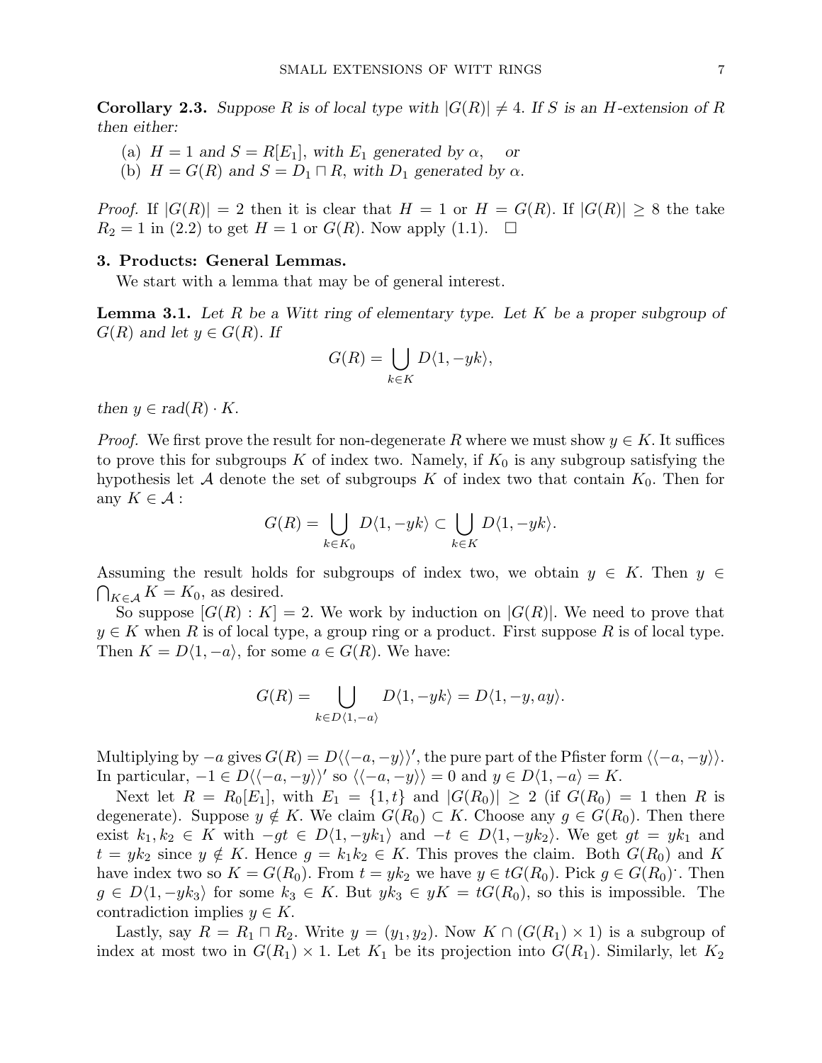**Corollary 2.3.** *Suppose $R$ is of local type with $|G(R)| \neq 4$. If $S$ is an $H$-extension of $R$ then either:*

(a) *$H = 1$ and $S = R[E_1]$, with $E_1$ generated by $\alpha$,* or
(b) *$H = G(R)$ and $S = D_1 \sqcap R$, with $D_1$ generated by $\alpha$.*

*Proof.* If $|G(R)| = 2$ then it is clear that $H = 1$ or $H = G(R)$. If $|G(R)| \geq 8$ the take $R_2 = 1$ in (2.2) to get $H = 1$ or $G(R)$. Now apply (1.1). $\square$

## 3. Products: General Lemmas.

We start with a lemma that may be of general interest.

**Lemma 3.1.** *Let $R$ be a Witt ring of elementary type. Let $K$ be a proper subgroup of $G(R)$ and let $y \in G(R)$. If*

$$G(R) = \bigcup_{k \in K} D\langle 1, -yk \rangle,$$

*then $y \in rad(R) \cdot K$.*

*Proof.* We first prove the result for non-degenerate $R$ where we must show $y \in K$. It suffices to prove this for subgroups $K$ of index two. Namely, if $K_0$ is any subgroup satisfying the hypothesis let $\mathcal{A}$ denote the set of subgroups $K$ of index two that contain $K_0$. Then for any $K \in \mathcal{A}$ :

$$G(R) = \bigcup_{k \in K_0} D\langle 1, -yk \rangle \subset \bigcup_{k \in K} D\langle 1, -yk \rangle.$$

Assuming the result holds for subgroups of index two, we obtain $y \in K$. Then $y \in \bigcap_{K \in \mathcal{A}} K = K_0$, as desired.

So suppose $[G(R) : K] = 2$. We work by induction on $|G(R)|$. We need to prove that $y \in K$ when $R$ is of local type, a group ring or a product. First suppose $R$ is of local type. Then $K = D\langle 1, -a \rangle$, for some $a \in G(R)$. We have:

$$G(R) = \bigcup_{k \in D\langle 1, -a \rangle} D\langle 1, -yk \rangle = D\langle 1, -y, ay \rangle.$$

Multiplying by $-a$ gives $G(R) = D\langle\langle -a, -y \rangle\rangle'$, the pure part of the Pfister form $\langle\langle -a, -y \rangle\rangle$. In particular, $-1 \in D\langle\langle -a, -y \rangle\rangle'$ so $\langle\langle -a, -y \rangle\rangle = 0$ and $y \in D\langle 1, -a \rangle = K$.

Next let $R = R_0[E_1]$, with $E_1 = \{1, t\}$ and $|G(R_0)| \geq 2$ (if $G(R_0) = 1$ then $R$ is degenerate). Suppose $y \notin K$. We claim $G(R_0) \subset K$. Choose any $g \in G(R_0)$. Then there exist $k_1, k_2 \in K$ with $-gt \in D\langle 1, -yk_1 \rangle$ and $-t \in D\langle 1, -yk_2 \rangle$. We get $gt = yk_1$ and $t = yk_2$ since $y \notin K$. Hence $g = k_1 k_2 \in K$. This proves the claim. Both $G(R_0)$ and $K$ have index two so $K = G(R_0)$. From $t = yk_2$ we have $y \in tG(R_0)$. Pick $g \in G(R_0)^{\cdot}$. Then $g \in D\langle 1, -yk_3 \rangle$ for some $k_3 \in K$. But $yk_3 \in yK = tG(R_0)$, so this is impossible. The contradiction implies $y \in K$.

Lastly, say $R = R_1 \sqcap R_2$. Write $y = (y_1, y_2)$. Now $K \cap (G(R_1) \times 1)$ is a subgroup of index at most two in $G(R_1) \times 1$. Let $K_1$ be its projection into $G(R_1)$. Similarly, let $K_2$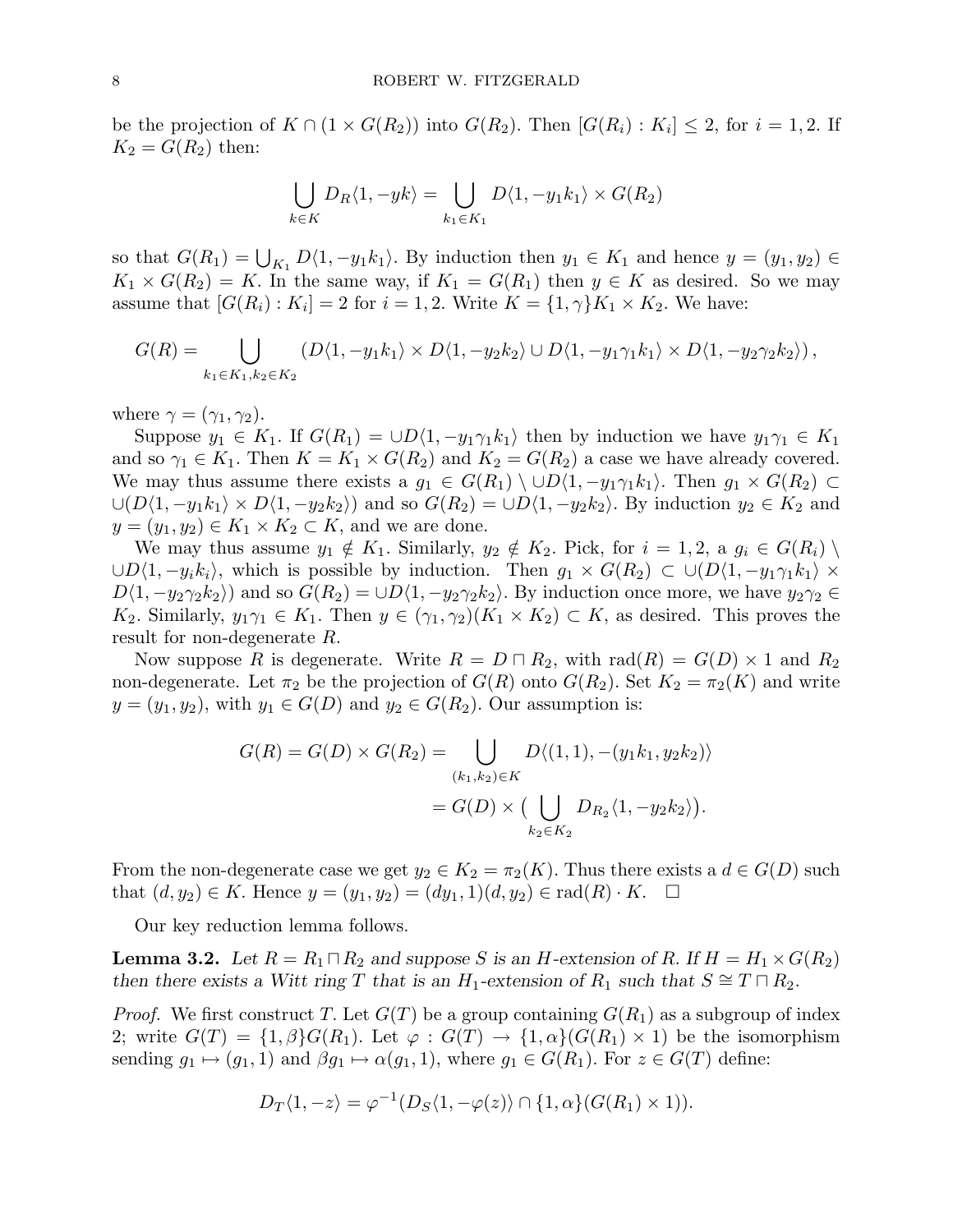be the projection of $K \cap (1 \times G(R_2))$ into $G(R_2)$. Then $[G(R_i) : K_i] \leq 2$, for $i = 1, 2$. If $K_2 = G(R_2)$ then:

$$\bigcup_{k \in K} D_R\langle 1, -yk\rangle = \bigcup_{k_1 \in K_1} D\langle 1, -y_1k_1\rangle \times G(R_2)$$

so that $G(R_1) = \bigcup_{K_1} D\langle 1, -y_1k_1\rangle$. By induction then $y_1 \in K_1$ and hence $y = (y_1, y_2) \in K_1 \times G(R_2) = K$. In the same way, if $K_1 = G(R_1)$ then $y \in K$ as desired. So we may assume that $[G(R_i) : K_i] = 2$ for $i = 1, 2$. Write $K = \{1, \gamma\}K_1 \times K_2$. We have:

$$G(R) = \bigcup_{k_1 \in K_1, k_2 \in K_2} \left(D\langle 1, -y_1k_1\rangle \times D\langle 1, -y_2k_2\rangle \cup D\langle 1, -y_1\gamma_1k_1\rangle \times D\langle 1, -y_2\gamma_2k_2\rangle\right),$$

where $\gamma = (\gamma_1, \gamma_2)$.

Suppose $y_1 \in K_1$. If $G(R_1) = \cup D\langle 1, -y_1\gamma_1k_1\rangle$ then by induction we have $y_1\gamma_1 \in K_1$ and so $\gamma_1 \in K_1$. Then $K = K_1 \times G(R_2)$ and $K_2 = G(R_2)$ a case we have already covered. We may thus assume there exists a $g_1 \in G(R_1) \setminus \cup D\langle 1, -y_1\gamma_1k_1\rangle$. Then $g_1 \times G(R_2) \subset \cup(D\langle 1, -y_1k_1\rangle \times D\langle 1, -y_2k_2\rangle)$ and so $G(R_2) = \cup D\langle 1, -y_2k_2\rangle$. By induction $y_2 \in K_2$ and $y = (y_1, y_2) \in K_1 \times K_2 \subset K$, and we are done.

We may thus assume $y_1 \notin K_1$. Similarly, $y_2 \notin K_2$. Pick, for $i = 1, 2$, a $g_i \in G(R_i) \setminus \cup D\langle 1, -y_ik_i\rangle$, which is possible by induction. Then $g_1 \times G(R_2) \subset \cup(D\langle 1, -y_1\gamma_1k_1\rangle \times D\langle 1, -y_2\gamma_2k_2\rangle)$ and so $G(R_2) = \cup D\langle 1, -y_2\gamma_2k_2\rangle$. By induction once more, we have $y_2\gamma_2 \in K_2$. Similarly, $y_1\gamma_1 \in K_1$. Then $y \in (\gamma_1, \gamma_2)(K_1 \times K_2) \subset K$, as desired. This proves the result for non-degenerate $R$.

Now suppose $R$ is degenerate. Write $R = D \sqcap R_2$, with $\text{rad}(R) = G(D) \times 1$ and $R_2$ non-degenerate. Let $\pi_2$ be the projection of $G(R)$ onto $G(R_2)$. Set $K_2 = \pi_2(K)$ and write $y = (y_1, y_2)$, with $y_1 \in G(D)$ and $y_2 \in G(R_2)$. Our assumption is:

$$\begin{aligned} G(R) = G(D) \times G(R_2) &= \bigcup_{(k_1,k_2) \in K} D\langle (1, 1), -(y_1k_1, y_2k_2)\rangle \\ &= G(D) \times \big(\bigcup_{k_2 \in K_2} D_{R_2}\langle 1, -y_2k_2\rangle\big). \end{aligned}$$

From the non-degenerate case we get $y_2 \in K_2 = \pi_2(K)$. Thus there exists a $d \in G(D)$ such that $(d, y_2) \in K$. Hence $y = (y_1, y_2) = (dy_1, 1)(d, y_2) \in \text{rad}(R) \cdot K$. $\square$

Our key reduction lemma follows.

**Lemma 3.2.** *Let $R = R_1 \sqcap R_2$ and suppose $S$ is an $H$-extension of $R$. If $H = H_1 \times G(R_2)$ then there exists a Witt ring $T$ that is an $H_1$-extension of $R_1$ such that $S \cong T \sqcap R_2$.*

*Proof.* We first construct $T$. Let $G(T)$ be a group containing $G(R_1)$ as a subgroup of index 2; write $G(T) = \{1, \beta\}G(R_1)$. Let $\varphi : G(T) \to \{1, \alpha\}(G(R_1) \times 1)$ be the isomorphism sending $g_1 \mapsto (g_1, 1)$ and $\beta g_1 \mapsto \alpha(g_1, 1)$, where $g_1 \in G(R_1)$. For $z \in G(T)$ define:

$$D_T\langle 1, -z\rangle = \varphi^{-1}(D_S\langle 1, -\varphi(z)\rangle \cap \{1, \alpha\}(G(R_1) \times 1)).$$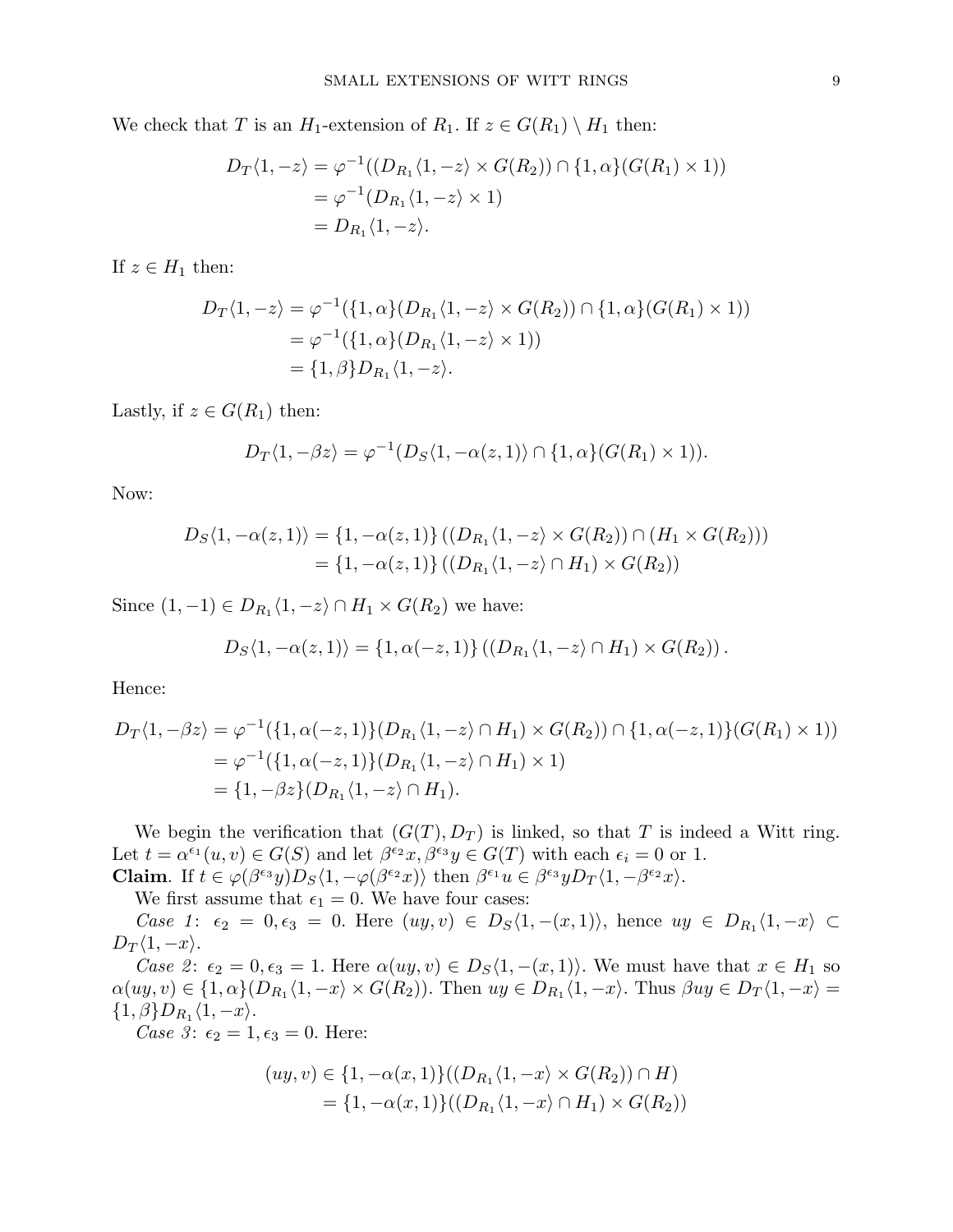We check that $T$ is an $H_1$-extension of $R_1$. If $z \in G(R_1) \setminus H_1$ then:

$$\begin{aligned}
D_T\langle 1, -z\rangle &= \varphi^{-1}((D_{R_1}\langle 1, -z\rangle \times G(R_2)) \cap \{1, \alpha\}(G(R_1) \times 1)) \\
&= \varphi^{-1}(D_{R_1}\langle 1, -z\rangle \times 1) \\
&= D_{R_1}\langle 1, -z\rangle.
\end{aligned}$$

If $z \in H_1$ then:

$$\begin{aligned}
D_T\langle 1, -z\rangle &= \varphi^{-1}(\{1, \alpha\}(D_{R_1}\langle 1, -z\rangle \times G(R_2)) \cap \{1, \alpha\}(G(R_1) \times 1)) \\
&= \varphi^{-1}(\{1, \alpha\}(D_{R_1}\langle 1, -z\rangle \times 1)) \\
&= \{1, \beta\}D_{R_1}\langle 1, -z\rangle.
\end{aligned}$$

Lastly, if $z \in G(R_1)$ then:

$$D_T\langle 1, -\beta z\rangle = \varphi^{-1}(D_S\langle 1, -\alpha(z, 1)\rangle \cap \{1, \alpha\}(G(R_1) \times 1)).$$

Now:

$$\begin{aligned}
D_S\langle 1, -\alpha(z, 1)\rangle &= \{1, -\alpha(z, 1)\}\left((D_{R_1}\langle 1, -z\rangle \times G(R_2)) \cap (H_1 \times G(R_2))\right) \\
&= \{1, -\alpha(z, 1)\}\left((D_{R_1}\langle 1, -z\rangle \cap H_1) \times G(R_2)\right)
\end{aligned}$$

Since $(1, -1) \in D_{R_1}\langle 1, -z\rangle \cap H_1 \times G(R_2)$ we have:

$$D_S\langle 1, -\alpha(z, 1)\rangle = \{1, \alpha(-z, 1)\}\left((D_{R_1}\langle 1, -z\rangle \cap H_1) \times G(R_2)\right).$$

Hence:

$$\begin{aligned}
D_T\langle 1, -\beta z\rangle &= \varphi^{-1}(\{1, \alpha(-z, 1)\}(D_{R_1}\langle 1, -z\rangle \cap H_1) \times G(R_2)) \cap \{1, \alpha(-z, 1)\}(G(R_1) \times 1)) \\
&= \varphi^{-1}(\{1, \alpha(-z, 1)\}(D_{R_1}\langle 1, -z\rangle \cap H_1) \times 1) \\
&= \{1, -\beta z\}(D_{R_1}\langle 1, -z\rangle \cap H_1).
\end{aligned}$$

We begin the verification that $(G(T), D_T)$ is linked, so that $T$ is indeed a Witt ring. Let $t = \alpha^{\epsilon_1}(u, v) \in G(S)$ and let $\beta^{\epsilon_2}x, \beta^{\epsilon_3}y \in G(T)$ with each $\epsilon_i = 0$ or 1.

**Claim**. If $t \in \varphi(\beta^{\epsilon_3}y)D_S\langle 1, -\varphi(\beta^{\epsilon_2}x)\rangle$ then $\beta^{\epsilon_1}u \in \beta^{\epsilon_3}yD_T\langle 1, -\beta^{\epsilon_2}x\rangle$.

We first assume that $\epsilon_1 = 0$. We have four cases:

*Case 1*: $\epsilon_2 = 0, \epsilon_3 = 0$. Here $(uy, v) \in D_S\langle 1, -(x, 1)\rangle$, hence $uy \in D_{R_1}\langle 1, -x\rangle \subset D_T\langle 1, -x\rangle$.

*Case 2*: $\epsilon_2 = 0, \epsilon_3 = 1$. Here $\alpha(uy, v) \in D_S\langle 1, -(x, 1)\rangle$. We must have that $x \in H_1$ so $\alpha(uy, v) \in \{1, \alpha\}(D_{R_1}\langle 1, -x\rangle \times G(R_2))$. Then $uy \in D_{R_1}\langle 1, -x\rangle$. Thus $\beta uy \in D_T\langle 1, -x\rangle = \{1, \beta\}D_{R_1}\langle 1, -x\rangle$.

*Case 3*: $\epsilon_2 = 1, \epsilon_3 = 0$. Here:

$$\begin{aligned}
(uy, v) &\in \{1, -\alpha(x, 1)\}((D_{R_1}\langle 1, -x\rangle \times G(R_2)) \cap H) \\
&= \{1, -\alpha(x, 1)\}((D_{R_1}\langle 1, -x\rangle \cap H_1) \times G(R_2))
\end{aligned}$$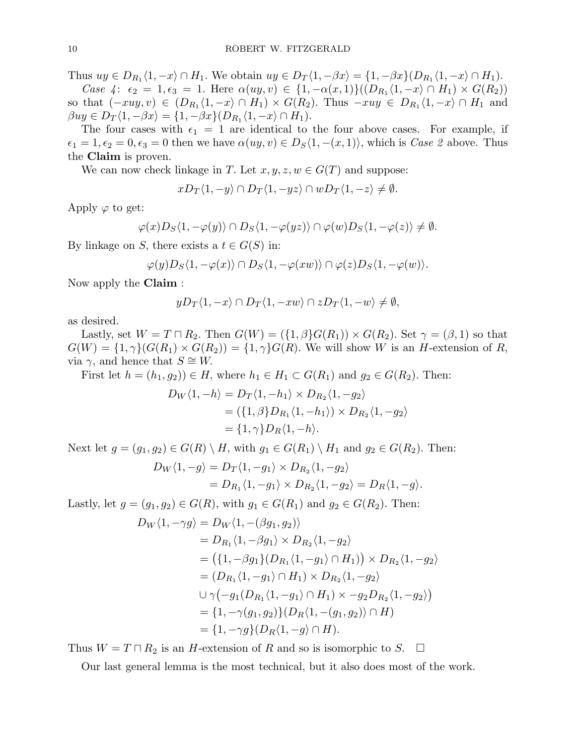Thus $uy \in D_{R_1}\langle 1, -x\rangle \cap H_1$. We obtain $uy \in D_T\langle 1, -\beta x\rangle = \{1, -\beta x\}(D_{R_1}\langle 1, -x\rangle \cap H_1)$.

*Case 4*: $\epsilon_2 = 1, \epsilon_3 = 1$. Here $\alpha(uy, v) \in \{1, -\alpha(x, 1)\}((D_{R_1}\langle 1, -x\rangle \cap H_1) \times G(R_2))$ so that $(-xuy, v) \in (D_{R_1}\langle 1, -x\rangle \cap H_1) \times G(R_2)$. Thus $-xuy \in D_{R_1}\langle 1, -x\rangle \cap H_1$ and $\beta uy \in D_T\langle 1, -\beta x\rangle = \{1, -\beta x\}(D_{R_1}\langle 1, -x\rangle \cap H_1)$.

The four cases with $\epsilon_1 = 1$ are identical to the four above cases. For example, if $\epsilon_1 = 1, \epsilon_2 = 0, \epsilon_3 = 0$ then we have $\alpha(uy, v) \in D_S\langle 1, -(x, 1)\rangle$, which is *Case 2* above. Thus the **Claim** is proven.

We can now check linkage in $T$. Let $x, y, z, w \in G(T)$ and suppose:

$$xD_T\langle 1, -y\rangle \cap D_T\langle 1, -yz\rangle \cap wD_T\langle 1, -z\rangle \neq \emptyset.$$

Apply $\varphi$ to get:

$$\varphi(x)D_S\langle 1, -\varphi(y)\rangle \cap D_S\langle 1, -\varphi(yz)\rangle \cap \varphi(w)D_S\langle 1, -\varphi(z)\rangle \neq \emptyset.$$

By linkage on $S$, there exists a $t \in G(S)$ in:

$$\varphi(y)D_S\langle 1, -\varphi(x)\rangle \cap D_S\langle 1, -\varphi(xw)\rangle \cap \varphi(z)D_S\langle 1, -\varphi(w)\rangle.$$

Now apply the **Claim** :

$$yD_T\langle 1, -x\rangle \cap D_T\langle 1, -xw\rangle \cap zD_T\langle 1, -w\rangle \neq \emptyset,$$

as desired.

Lastly, set $W = T \sqcap R_2$. Then $G(W) = (\{1, \beta\}G(R_1)) \times G(R_2)$. Set $\gamma = (\beta, 1)$ so that $G(W) = \{1, \gamma\}(G(R_1) \times G(R_2)) = \{1, \gamma\}G(R)$. We will show $W$ is an $H$-extension of $R$, via $\gamma$, and hence that $S \cong W$.

First let $h = (h_1, g_2)) \in H$, where $h_1 \in H_1 \subset G(R_1)$ and $g_2 \in G(R_2)$. Then:

$$\begin{aligned}
D_W\langle 1, -h\rangle &= D_T\langle 1, -h_1\rangle \times D_{R_2}\langle 1, -g_2\rangle \\
&= (\{1, \beta\}D_{R_1}\langle 1, -h_1\rangle) \times D_{R_2}\langle 1, -g_2\rangle \\
&= \{1, \gamma\}D_R\langle 1, -h\rangle.
\end{aligned}$$

Next let $g = (g_1, g_2) \in G(R) \setminus H$, with $g_1 \in G(R_1) \setminus H_1$ and $g_2 \in G(R_2)$. Then:

$$\begin{aligned}
D_W\langle 1, -g\rangle &= D_T\langle 1, -g_1\rangle \times D_{R_2}\langle 1, -g_2\rangle \\
&= D_{R_1}\langle 1, -g_1\rangle \times D_{R_2}\langle 1, -g_2\rangle = D_R\langle 1, -g\rangle.
\end{aligned}$$

Lastly, let $g = (g_1, g_2) \in G(R)$, with $g_1 \in G(R_1)$ and $g_2 \in G(R_2)$. Then:

$$\begin{aligned}
D_W\langle 1, -\gamma g\rangle &= D_W\langle 1, -(\beta g_1, g_2)\rangle \\
&= D_{R_1}\langle 1, -\beta g_1\rangle \times D_{R_2}\langle 1, -g_2\rangle \\
&= \big(\{1, -\beta g_1\}(D_{R_1}\langle 1, -g_1\rangle \cap H_1)\big) \times D_{R_2}\langle 1, -g_2\rangle \\
&= (D_{R_1}\langle 1, -g_1\rangle \cap H_1) \times D_{R_2}\langle 1, -g_2\rangle \\
&\cup \gamma\big(-g_1(D_{R_1}\langle 1, -g_1\rangle \cap H_1) \times -g_2 D_{R_2}\langle 1, -g_2\rangle\big) \\
&= \{1, -\gamma(g_1, g_2)\}(D_R\langle 1, -(g_1, g_2)\rangle \cap H) \\
&= \{1, -\gamma g\}(D_R\langle 1, -g\rangle \cap H).
\end{aligned}$$

Thus $W = T \sqcap R_2$ is an $H$-extension of $R$ and so is isomorphic to $S$. $\square$

Our last general lemma is the most technical, but it also does most of the work.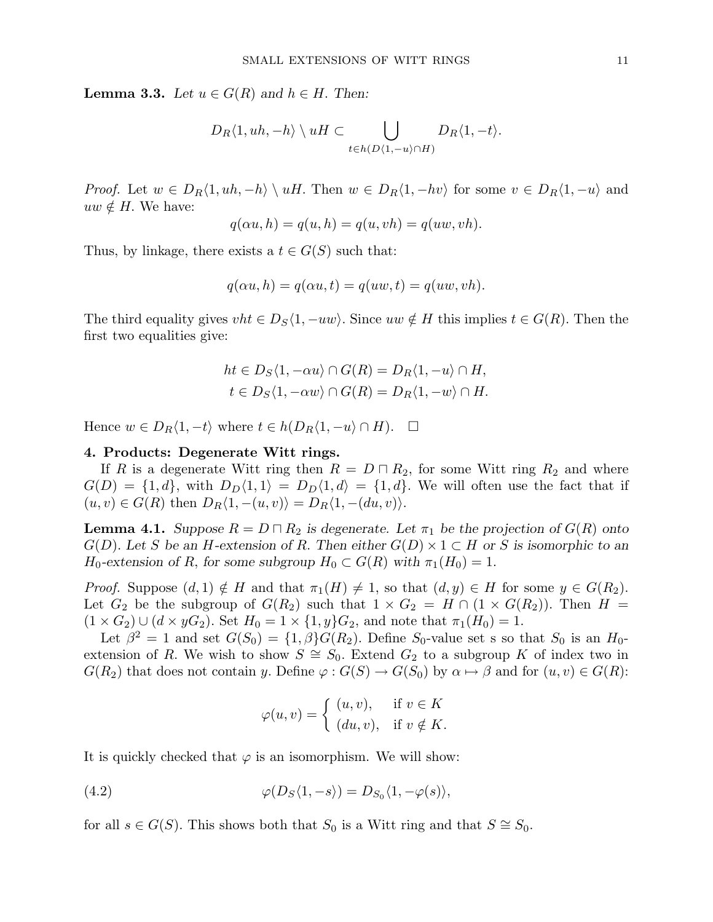**Lemma 3.3.** *Let $u \in G(R)$ and $h \in H$. Then:*

$$D_R\langle 1, uh, -h\rangle \setminus uH \subset \bigcup_{t \in h(D\langle 1,-u\rangle \cap H)} D_R\langle 1, -t\rangle.$$

*Proof.* Let $w \in D_R\langle 1, uh, -h\rangle \setminus uH$. Then $w \in D_R\langle 1, -hv\rangle$ for some $v \in D_R\langle 1, -u\rangle$ and $uw \notin H$. We have:

$$q(\alpha u, h) = q(u, h) = q(u, vh) = q(uw, vh).$$

Thus, by linkage, there exists a $t \in G(S)$ such that:

$$q(\alpha u, h) = q(\alpha u, t) = q(uw, t) = q(uw, vh).$$

The third equality gives $vht \in D_S\langle 1, -uw\rangle$. Since $uw \notin H$ this implies $t \in G(R)$. Then the first two equalities give:

$$ht \in D_S\langle 1, -\alpha u\rangle \cap G(R) = D_R\langle 1, -u\rangle \cap H,$$
$$t \in D_S\langle 1, -\alpha w\rangle \cap G(R) = D_R\langle 1, -w\rangle \cap H.$$

Hence $w \in D_R\langle 1, -t\rangle$ where $t \in h(D_R\langle 1, -u\rangle \cap H)$. $\square$

**4. Products: Degenerate Witt rings.**

If $R$ is a degenerate Witt ring then $R = D \sqcap R_2$, for some Witt ring $R_2$ and where $G(D) = \{1, d\}$, with $D_D\langle 1, 1\rangle = D_D\langle 1, d\rangle = \{1, d\}$. We will often use the fact that if $(u, v) \in G(R)$ then $D_R\langle 1, -(u, v)\rangle = D_R\langle 1, -(du, v)\rangle$.

**Lemma 4.1.** *Suppose $R = D \sqcap R_2$ is degenerate. Let $\pi_1$ be the projection of $G(R)$ onto $G(D)$. Let $S$ be an $H$-extension of $R$. Then either $G(D) \times 1 \subset H$ or $S$ is isomorphic to an $H_0$-extension of $R$, for some subgroup $H_0 \subset G(R)$ with $\pi_1(H_0) = 1$.*

*Proof.* Suppose $(d, 1) \notin H$ and that $\pi_1(H) \neq 1$, so that $(d, y) \in H$ for some $y \in G(R_2)$. Let $G_2$ be the subgroup of $G(R_2)$ such that $1 \times G_2 = H \cap (1 \times G(R_2))$. Then $H = (1 \times G_2) \cup (d \times yG_2)$. Set $H_0 = 1 \times \{1, y\}G_2$, and note that $\pi_1(H_0) = 1$.

Let $\beta^2 = 1$ and set $G(S_0) = \{1, \beta\}G(R_2)$. Define $S_0$-value set s so that $S_0$ is an $H_0$-extension of $R$. We wish to show $S \cong S_0$. Extend $G_2$ to a subgroup $K$ of index two in $G(R_2)$ that does not contain $y$. Define $\varphi : G(S) \to G(S_0)$ by $\alpha \mapsto \beta$ and for $(u, v) \in G(R)$:

$$\varphi(u, v) = \begin{cases} (u, v), & \text{if } v \in K \\ (du, v), & \text{if } v \notin K. \end{cases}$$

It is quickly checked that $\varphi$ is an isomorphism. We will show:

$$\varphi(D_S\langle 1, -s\rangle) = D_{S_0}\langle 1, -\varphi(s)\rangle, \tag{4.2}$$

for all $s \in G(S)$. This shows both that $S_0$ is a Witt ring and that $S \cong S_0$.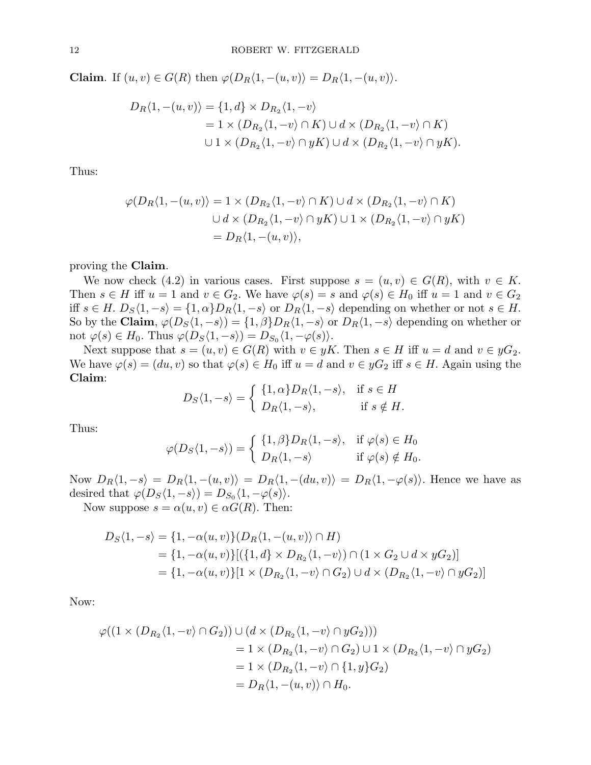**Claim**. If $(u,v) \in G(R)$ then $\varphi(D_R\langle 1, -(u,v)\rangle = D_R\langle 1, -(u,v)\rangle$.

$$
\begin{aligned}
D_R\langle 1, -(u,v)\rangle &= \{1, d\} \times D_{R_2}\langle 1, -v\rangle \\
&= 1 \times (D_{R_2}\langle 1, -v\rangle \cap K) \cup d \times (D_{R_2}\langle 1, -v\rangle \cap K) \\
&\cup 1 \times (D_{R_2}\langle 1, -v\rangle \cap yK) \cup d \times (D_{R_2}\langle 1, -v\rangle \cap yK).
\end{aligned}
$$

Thus:

$$
\begin{aligned}
\varphi(D_R\langle 1, -(u,v)\rangle &= 1 \times (D_{R_2}\langle 1, -v\rangle \cap K) \cup d \times (D_{R_2}\langle 1, -v\rangle \cap K) \\
&\cup d \times (D_{R_2}\langle 1, -v\rangle \cap yK) \cup 1 \times (D_{R_2}\langle 1, -v\rangle \cap yK) \\
&= D_R\langle 1, -(u,v)\rangle,
\end{aligned}
$$

proving the **Claim**.

We now check (4.2) in various cases. First suppose $s = (u,v) \in G(R)$, with $v \in K$. Then $s \in H$ iff $u = 1$ and $v \in G_2$. We have $\varphi(s) = s$ and $\varphi(s) \in H_0$ iff $u = 1$ and $v \in G_2$ iff $s \in H$. $D_S\langle 1, -s\rangle = \{1, \alpha\}D_R\langle 1, -s\rangle$ or $D_R\langle 1, -s\rangle$ depending on whether or not $s \in H$. So by the **Claim**, $\varphi(D_S\langle 1, -s\rangle) = \{1, \beta\}D_R\langle 1, -s\rangle$ or $D_R\langle 1, -s\rangle$ depending on whether or not $\varphi(s) \in H_0$. Thus $\varphi(D_S\langle 1, -s\rangle) = D_{S_0}\langle 1, -\varphi(s)\rangle$.

Next suppose that $s = (u,v) \in G(R)$ with $v \in yK$. Then $s \in H$ iff $u = d$ and $v \in yG_2$. We have $\varphi(s) = (du, v)$ so that $\varphi(s) \in H_0$ iff $u = d$ and $v \in yG_2$ iff $s \in H$. Again using the **Claim**:

$$
D_S\langle 1, -s\rangle = \begin{cases} \{1, \alpha\}D_R\langle 1, -s\rangle, & \text{if } s \in H \\ D_R\langle 1, -s\rangle, & \text{if } s \notin H. \end{cases}
$$

Thus:

$$
\varphi(D_S\langle 1, -s\rangle) = \begin{cases} \{1, \beta\}D_R\langle 1, -s\rangle, & \text{if } \varphi(s) \in H_0 \\ D_R\langle 1, -s\rangle & \text{if } \varphi(s) \notin H_0. \end{cases}
$$

Now $D_R\langle 1, -s\rangle = D_R\langle 1, -(u,v)\rangle = D_R\langle 1, -(du,v)\rangle = D_R\langle 1, -\varphi(s)\rangle$. Hence we have as desired that $\varphi(D_S\langle 1, -s\rangle) = D_{S_0}\langle 1, -\varphi(s)\rangle$.

Now suppose $s = \alpha(u,v) \in \alpha G(R)$. Then:

$$
\begin{aligned}
D_S\langle 1, -s\rangle &= \{1, -\alpha(u,v)\}(D_R\langle 1, -(u,v)\rangle \cap H) \\
&= \{1, -\alpha(u,v)\}[(\{1, d\} \times D_{R_2}\langle 1, -v\rangle) \cap (1 \times G_2 \cup d \times yG_2)] \\
&= \{1, -\alpha(u,v)\}[1 \times (D_{R_2}\langle 1, -v\rangle \cap G_2) \cup d \times (D_{R_2}\langle 1, -v\rangle \cap yG_2)]
\end{aligned}
$$

Now:

$$
\begin{aligned}
\varphi((1 \times (D_{R_2}\langle 1, -v\rangle \cap G_2)) &\cup (d \times (D_{R_2}\langle 1, -v\rangle \cap yG_2))) \\
&= 1 \times (D_{R_2}\langle 1, -v\rangle \cap G_2) \cup 1 \times (D_{R_2}\langle 1, -v\rangle \cap yG_2) \\
&= 1 \times (D_{R_2}\langle 1, -v\rangle \cap \{1, y\}G_2) \\
&= D_R\langle 1, -(u,v)\rangle \cap H_0.
\end{aligned}
$$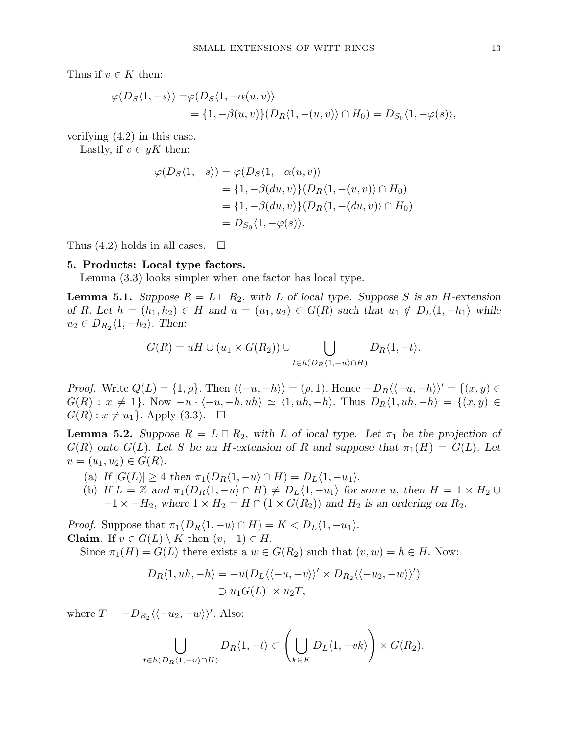Thus if $v \in K$ then:

$$\begin{aligned}\varphi(D_S\langle 1, -s\rangle) =& \varphi(D_S\langle 1, -\alpha(u, v)\rangle \\ &= \{1, -\beta(u, v)\}(D_R\langle 1, -(u, v)\rangle \cap H_0) = D_{S_0}\langle 1, -\varphi(s)\rangle,\end{aligned}$$

verifying (4.2) in this case.

Lastly, if $v \in yK$ then:

$$\begin{aligned}\varphi(D_S\langle 1, -s\rangle) &= \varphi(D_S\langle 1, -\alpha(u, v)\rangle \\ &= \{1, -\beta(du, v)\}(D_R\langle 1, -(u, v)\rangle \cap H_0) \\ &= \{1, -\beta(du, v)\}(D_R\langle 1, -(du, v)\rangle \cap H_0) \\ &= D_{S_0}\langle 1, -\varphi(s)\rangle.\end{aligned}$$

Thus (4.2) holds in all cases. $\square$

**5. Products: Local type factors.**

Lemma (3.3) looks simpler when one factor has local type.

**Lemma 5.1.** *Suppose $R = L \sqcap R_2$, with $L$ of local type. Suppose $S$ is an $H$-extension of $R$. Let $h = (h_1, h_2) \in H$ and $u = (u_1, u_2) \in G(R)$ such that $u_1 \notin D_L\langle 1, -h_1\rangle$ while $u_2 \in D_{R_2}\langle 1, -h_2\rangle$. Then:*

$$G(R) = uH \cup (u_1 \times G(R_2)) \cup \bigcup_{t \in h(D_R\langle 1, -u\rangle \cap H)} D_R\langle 1, -t\rangle.$$

*Proof.* Write $Q(L) = \{1, \rho\}$. Then $\langle\langle -u, -h\rangle\rangle = (\rho, 1)$. Hence $-D_R\langle\langle -u, -h\rangle\rangle' = \{(x, y) \in G(R) : x \neq 1\}$. Now $-u \cdot \langle -u, -h, uh\rangle \simeq \langle 1, uh, -h\rangle$. Thus $D_R\langle 1, uh, -h\rangle = \{(x, y) \in G(R) : x \neq u_1\}$. Apply (3.3). $\square$

**Lemma 5.2.** *Suppose $R = L \sqcap R_2$, with $L$ of local type. Let $\pi_1$ be the projection of $G(R)$ onto $G(L)$. Let $S$ be an $H$-extension of $R$ and suppose that $\pi_1(H) = G(L)$. Let $u = (u_1, u_2) \in G(R)$.*

(a) *If $|G(L)| \geq 4$ then $\pi_1(D_R\langle 1, -u\rangle \cap H) = D_L\langle 1, -u_1\rangle$.*

(b) *If $L = \mathbb{Z}$ and $\pi_1(D_R\langle 1, -u\rangle \cap H) \neq D_L\langle 1, -u_1\rangle$ for some $u$, then $H = 1 \times H_2 \cup -1 \times -H_2$, where $1 \times H_2 = H \cap (1 \times G(R_2))$ and $H_2$ is an ordering on $R_2$.*

*Proof.* Suppose that $\pi_1(D_R\langle 1, -u\rangle \cap H) = K < D_L\langle 1, -u_1\rangle$.

**Claim**. If $v \in G(L) \setminus K$ then $(v, -1) \in H$.

Since $\pi_1(H) = G(L)$ there exists a $w \in G(R_2)$ such that $(v, w) = h \in H$. Now:

$$\begin{aligned}D_R\langle 1, uh, -h\rangle &= -u(D_L\langle\langle -u, -v\rangle\rangle' \times D_{R_2}\langle\langle -u_2, -w\rangle\rangle') \\ &\supset u_1 G(L)^{\cdot} \times u_2 T,\end{aligned}$$

where $T = -D_{R_2}\langle\langle -u_2, -w\rangle\rangle'$. Also:

$$\bigcup_{t \in h(D_R\langle 1, -u\rangle \cap H)} D_R\langle 1, -t\rangle \subset \left(\bigcup_{k \in K} D_L\langle 1, -vk\rangle\right) \times G(R_2).$$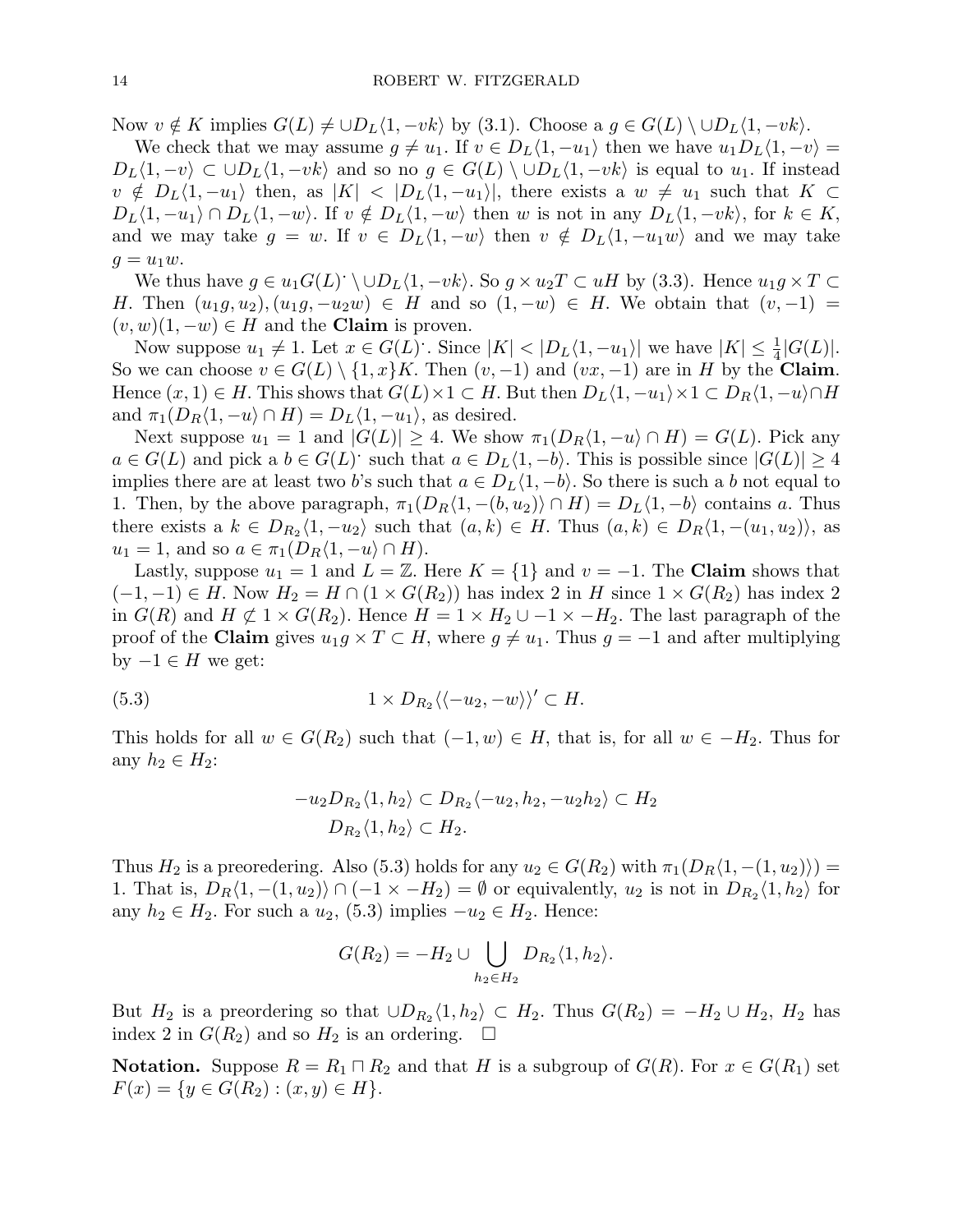Now $v \notin K$ implies $G(L) \neq \cup D_L\langle 1, -vk\rangle$ by (3.1). Choose a $g \in G(L) \setminus \cup D_L\langle 1, -vk\rangle$.

We check that we may assume $g \neq u_1$. If $v \in D_L\langle 1, -u_1\rangle$ then we have $u_1 D_L\langle 1, -v\rangle = D_L\langle 1, -v\rangle \subset \cup D_L\langle 1, -vk\rangle$ and so no $g \in G(L) \setminus \cup D_L\langle 1, -vk\rangle$ is equal to $u_1$. If instead $v \notin D_L\langle 1, -u_1\rangle$ then, as $|K| < |D_L\langle 1, -u_1\rangle|$, there exists a $w \neq u_1$ such that $K \subset D_L\langle 1, -u_1\rangle \cap D_L\langle 1, -w\rangle$. If $v \notin D_L\langle 1, -w\rangle$ then $w$ is not in any $D_L\langle 1, -vk\rangle$, for $k \in K$, and we may take $g = w$. If $v \in D_L\langle 1, -w\rangle$ then $v \notin D_L\langle 1, -u_1 w\rangle$ and we may take $g = u_1 w$.

We thus have $g \in u_1 G(L)^{\cdot} \setminus \cup D_L\langle 1, -vk\rangle$. So $g \times u_2 T \subset uH$ by (3.3). Hence $u_1 g \times T \subset H$. Then $(u_1 g, u_2), (u_1 g, -u_2 w) \in H$ and so $(1, -w) \in H$. We obtain that $(v, -1) = (v, w)(1, -w) \in H$ and the **Claim** is proven.

Now suppose $u_1 \neq 1$. Let $x \in G(L)^{\cdot}$. Since $|K| < |D_L\langle 1, -u_1\rangle|$ we have $|K| \leq \frac{1}{4}|G(L)|$. So we can choose $v \in G(L) \setminus \{1, x\}K$. Then $(v, -1)$ and $(vx, -1)$ are in $H$ by the **Claim**. Hence $(x, 1) \in H$. This shows that $G(L) \times 1 \subset H$. But then $D_L\langle 1, -u_1\rangle \times 1 \subset D_R\langle 1, -u\rangle \cap H$ and $\pi_1(D_R\langle 1, -u\rangle \cap H) = D_L\langle 1, -u_1\rangle$, as desired.

Next suppose $u_1 = 1$ and $|G(L)| \geq 4$. We show $\pi_1(D_R\langle 1, -u\rangle \cap H) = G(L)$. Pick any $a \in G(L)$ and pick a $b \in G(L)^{\cdot}$ such that $a \in D_L\langle 1, -b\rangle$. This is possible since $|G(L)| \geq 4$ implies there are at least two $b$'s such that $a \in D_L\langle 1, -b\rangle$. So there is such a $b$ not equal to 1. Then, by the above paragraph, $\pi_1(D_R\langle 1, -(b, u_2)\rangle \cap H) = D_L\langle 1, -b\rangle$ contains $a$. Thus there exists a $k \in D_{R_2}\langle 1, -u_2\rangle$ such that $(a, k) \in H$. Thus $(a, k) \in D_R\langle 1, -(u_1, u_2)\rangle$, as $u_1 = 1$, and so $a \in \pi_1(D_R\langle 1, -u\rangle \cap H)$.

Lastly, suppose $u_1 = 1$ and $L = \mathbb{Z}$. Here $K = \{1\}$ and $v = -1$. The **Claim** shows that $(-1, -1) \in H$. Now $H_2 = H \cap (1 \times G(R_2))$ has index 2 in $H$ since $1 \times G(R_2)$ has index 2 in $G(R)$ and $H \not\subset 1 \times G(R_2)$. Hence $H = 1 \times H_2 \cup -1 \times -H_2$. The last paragraph of the proof of the **Claim** gives $u_1 g \times T \subset H$, where $g \neq u_1$. Thus $g = -1$ and after multiplying by $-1 \in H$ we get:

$$1 \times D_{R_2}\langle\langle -u_2, -w\rangle\rangle' \subset H. \tag{5.3}$$

This holds for all $w \in G(R_2)$ such that $(-1, w) \in H$, that is, for all $w \in -H_2$. Thus for any $h_2 \in H_2$:

$$\begin{aligned}
-u_2 D_{R_2}\langle 1, h_2\rangle &\subset D_{R_2}\langle -u_2, h_2, -u_2 h_2\rangle \subset H_2 \\
D_{R_2}\langle 1, h_2\rangle &\subset H_2.
\end{aligned}$$

Thus $H_2$ is a preoredering. Also (5.3) holds for any $u_2 \in G(R_2)$ with $\pi_1(D_R\langle 1, -(1, u_2)\rangle) = 1$. That is, $D_R\langle 1, -(1, u_2)\rangle \cap (-1 \times -H_2) = \emptyset$ or equivalently, $u_2$ is not in $D_{R_2}\langle 1, h_2\rangle$ for any $h_2 \in H_2$. For such a $u_2$, (5.3) implies $-u_2 \in H_2$. Hence:

$$G(R_2) = -H_2 \cup \bigcup_{h_2 \in H_2} D_{R_2}\langle 1, h_2\rangle.$$

But $H_2$ is a preordering so that $\cup D_{R_2}\langle 1, h_2\rangle \subset H_2$. Thus $G(R_2) = -H_2 \cup H_2$, $H_2$ has index 2 in $G(R_2)$ and so $H_2$ is an ordering. $\square$

**Notation.** Suppose $R = R_1 \sqcap R_2$ and that $H$ is a subgroup of $G(R)$. For $x \in G(R_1)$ set $F(x) = \{y \in G(R_2) : (x, y) \in H\}$.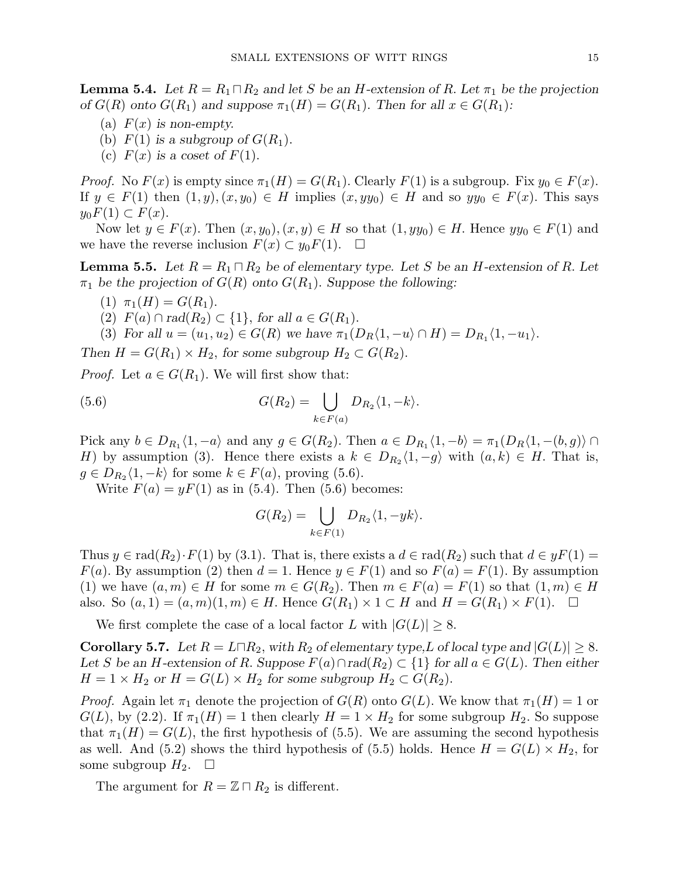**Lemma 5.4.** *Let $R = R_1 \sqcap R_2$ and let $S$ be an $H$-extension of $R$. Let $\pi_1$ be the projection of $G(R)$ onto $G(R_1)$ and suppose $\pi_1(H) = G(R_1)$. Then for all $x \in G(R_1)$:*

(a) *$F(x)$ is non-empty.*
(b) *$F(1)$ is a subgroup of $G(R_1)$.*
(c) *$F(x)$ is a coset of $F(1)$.*

*Proof.* No $F(x)$ is empty since $\pi_1(H) = G(R_1)$. Clearly $F(1)$ is a subgroup. Fix $y_0 \in F(x)$. If $y \in F(1)$ then $(1, y), (x, y_0) \in H$ implies $(x, yy_0) \in H$ and so $yy_0 \in F(x)$. This says $y_0 F(1) \subset F(x)$.

Now let $y \in F(x)$. Then $(x, y_0), (x, y) \in H$ so that $(1, yy_0) \in H$. Hence $yy_0 \in F(1)$ and we have the reverse inclusion $F(x) \subset y_0 F(1)$. □

**Lemma 5.5.** *Let $R = R_1 \sqcap R_2$ be of elementary type. Let $S$ be an $H$-extension of $R$. Let $\pi_1$ be the projection of $G(R)$ onto $G(R_1)$. Suppose the following:*

(1) *$\pi_1(H) = G(R_1)$.*
(2) *$F(a) \cap \mathrm{rad}(R_2) \subset \{1\}$, for all $a \in G(R_1)$.*
(3) *For all $u = (u_1, u_2) \in G(R)$ we have $\pi_1(D_R\langle 1, -u\rangle \cap H) = D_{R_1}\langle 1, -u_1\rangle$.*

*Then $H = G(R_1) \times H_2$, for some subgroup $H_2 \subset G(R_2)$.*

*Proof.* Let $a \in G(R_1)$. We will first show that:

$$G(R_2) = \bigcup_{k \in F(a)} D_{R_2}\langle 1, -k\rangle. \tag{5.6}$$

Pick any $b \in D_{R_1}\langle 1, -a\rangle$ and any $g \in G(R_2)$. Then $a \in D_{R_1}\langle 1, -b\rangle = \pi_1(D_R\langle 1, -(b, g)\rangle \cap H)$ by assumption (3). Hence there exists a $k \in D_{R_2}\langle 1, -g\rangle$ with $(a, k) \in H$. That is, $g \in D_{R_2}\langle 1, -k\rangle$ for some $k \in F(a)$, proving (5.6).

Write $F(a) = yF(1)$ as in (5.4). Then (5.6) becomes:

$$G(R_2) = \bigcup_{k \in F(1)} D_{R_2}\langle 1, -yk\rangle.$$

Thus $y \in \mathrm{rad}(R_2) \cdot F(1)$ by (3.1). That is, there exists a $d \in \mathrm{rad}(R_2)$ such that $d \in yF(1) = F(a)$. By assumption (2) then $d = 1$. Hence $y \in F(1)$ and so $F(a) = F(1)$. By assumption (1) we have $(a, m) \in H$ for some $m \in G(R_2)$. Then $m \in F(a) = F(1)$ so that $(1, m) \in H$ also. So $(a, 1) = (a, m)(1, m) \in H$. Hence $G(R_1) \times 1 \subset H$ and $H = G(R_1) \times F(1)$. □

We first complete the case of a local factor $L$ with $|G(L)| \geq 8$.

**Corollary 5.7.** *Let $R = L \sqcap R_2$, with $R_2$ of elementary type, $L$ of local type and $|G(L)| \geq 8$. Let $S$ be an $H$-extension of $R$. Suppose $F(a) \cap \mathrm{rad}(R_2) \subset \{1\}$ for all $a \in G(L)$. Then either $H = 1 \times H_2$ or $H = G(L) \times H_2$ for some subgroup $H_2 \subset G(R_2)$.*

*Proof.* Again let $\pi_1$ denote the projection of $G(R)$ onto $G(L)$. We know that $\pi_1(H) = 1$ or $G(L)$, by (2.2). If $\pi_1(H) = 1$ then clearly $H = 1 \times H_2$ for some subgroup $H_2$. So suppose that $\pi_1(H) = G(L)$, the first hypothesis of (5.5). We are assuming the second hypothesis as well. And (5.2) shows the third hypothesis of (5.5) holds. Hence $H = G(L) \times H_2$, for some subgroup $H_2$. □

The argument for $R = \mathbb{Z} \sqcap R_2$ is different.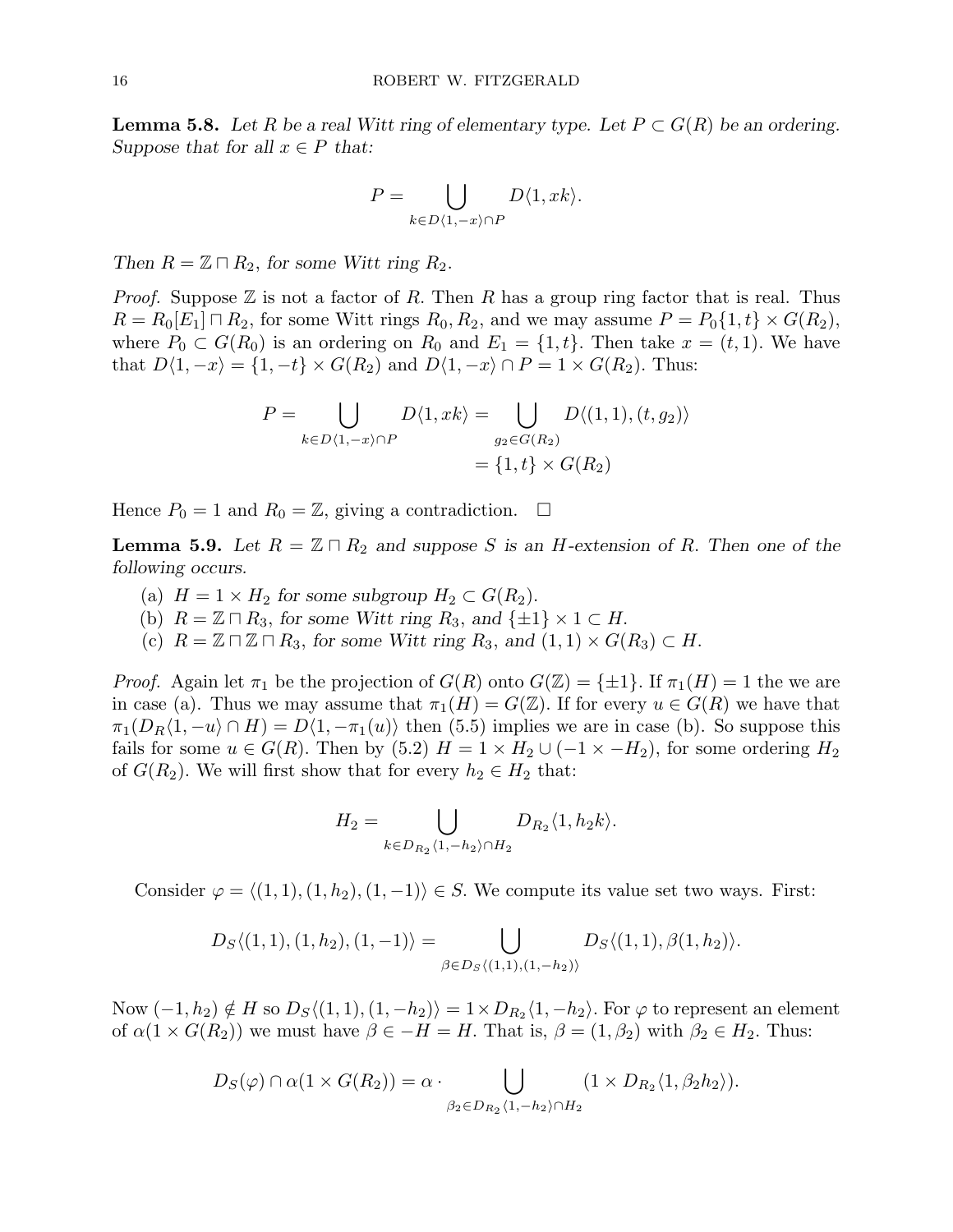**Lemma 5.8.** *Let $R$ be a real Witt ring of elementary type. Let $P \subset G(R)$ be an ordering. Suppose that for all $x \in P$ that:*

$$P = \bigcup_{k \in D\langle 1,-x\rangle \cap P} D\langle 1, xk\rangle.$$

*Then $R = \mathbb{Z} \sqcap R_2$, for some Witt ring $R_2$.*

*Proof.* Suppose $\mathbb{Z}$ is not a factor of $R$. Then $R$ has a group ring factor that is real. Thus $R = R_0[E_1] \sqcap R_2$, for some Witt rings $R_0, R_2$, and we may assume $P = P_0\{1,t\} \times G(R_2)$, where $P_0 \subset G(R_0)$ is an ordering on $R_0$ and $E_1 = \{1,t\}$. Then take $x = (t,1)$. We have that $D\langle 1,-x\rangle = \{1,-t\} \times G(R_2)$ and $D\langle 1,-x\rangle \cap P = 1 \times G(R_2)$. Thus:

$$\begin{aligned} P = \bigcup_{k \in D\langle 1,-x\rangle \cap P} D\langle 1, xk\rangle &= \bigcup_{g_2 \in G(R_2)} D\langle (1,1), (t, g_2)\rangle \\ &= \{1,t\} \times G(R_2) \end{aligned}$$

Hence $P_0 = 1$ and $R_0 = \mathbb{Z}$, giving a contradiction. $\square$

**Lemma 5.9.** *Let $R = \mathbb{Z} \sqcap R_2$ and suppose $S$ is an $H$-extension of $R$. Then one of the following occurs.*

- (a) *$H = 1 \times H_2$ for some subgroup $H_2 \subset G(R_2)$.*
- (b) *$R = \mathbb{Z} \sqcap R_3$, for some Witt ring $R_3$, and $\{\pm 1\} \times 1 \subset H$.*
- (c) *$R = \mathbb{Z} \sqcap \mathbb{Z} \sqcap R_3$, for some Witt ring $R_3$, and $(1,1) \times G(R_3) \subset H$.*

*Proof.* Again let $\pi_1$ be the projection of $G(R)$ onto $G(\mathbb{Z}) = \{\pm 1\}$. If $\pi_1(H) = 1$ the we are in case (a). Thus we may assume that $\pi_1(H) = G(\mathbb{Z})$. If for every $u \in G(R)$ we have that $\pi_1(D_R\langle 1,-u\rangle \cap H) = D\langle 1, -\pi_1(u)\rangle$ then (5.5) implies we are in case (b). So suppose this fails for some $u \in G(R)$. Then by (5.2) $H = 1 \times H_2 \cup (-1 \times -H_2)$, for some ordering $H_2$ of $G(R_2)$. We will first show that for every $h_2 \in H_2$ that:

$$H_2 = \bigcup_{k \in D_{R_2}\langle 1,-h_2\rangle \cap H_2} D_{R_2}\langle 1, h_2 k\rangle.$$

Consider $\varphi = \langle (1,1), (1,h_2), (1,-1)\rangle \in S$. We compute its value set two ways. First:

$$D_S\langle (1,1), (1,h_2), (1,-1)\rangle = \bigcup_{\beta \in D_S\langle (1,1),(1,-h_2)\rangle} D_S\langle (1,1), \beta(1,h_2)\rangle.$$

Now $(-1,h_2) \notin H$ so $D_S\langle (1,1),(1,-h_2)\rangle = 1 \times D_{R_2}\langle 1,-h_2\rangle$. For $\varphi$ to represent an element of $\alpha(1 \times G(R_2))$ we must have $\beta \in -H = H$. That is, $\beta = (1,\beta_2)$ with $\beta_2 \in H_2$. Thus:

$$D_S(\varphi) \cap \alpha(1 \times G(R_2)) = \alpha \cdot \bigcup_{\beta_2 \in D_{R_2}\langle 1,-h_2\rangle \cap H_2} (1 \times D_{R_2}\langle 1, \beta_2 h_2\rangle).$$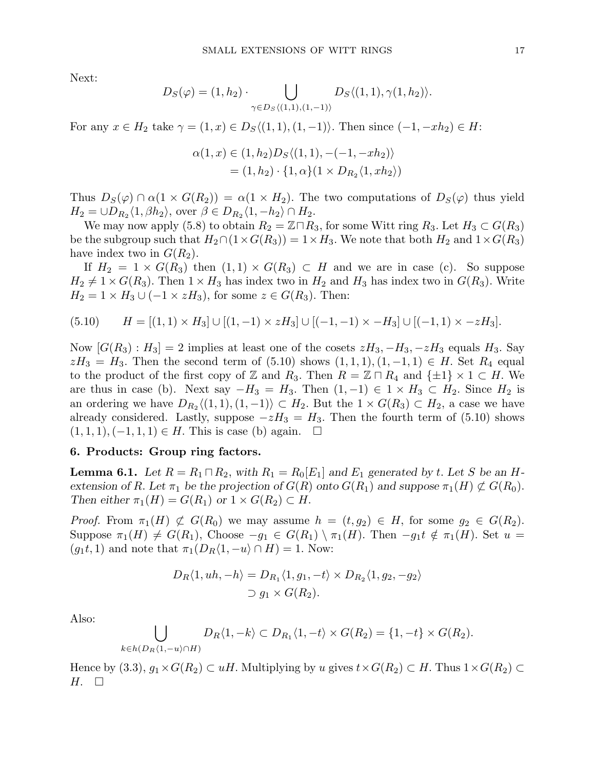Next:

$$D_S(\varphi) = (1, h_2) \cdot \bigcup_{\gamma \in D_S\langle(1,1),(1,-1)\rangle} D_S\langle(1,1), \gamma(1, h_2)\rangle.$$

For any $x \in H_2$ take $\gamma = (1, x) \in D_S\langle(1,1),(1,-1)\rangle$. Then since $(-1, -xh_2) \in H$:

$$\begin{aligned}\alpha(1, x) &\in (1, h_2) D_S\langle(1,1), -(-1, -xh_2)\rangle \\ &= (1, h_2) \cdot \{1, \alpha\}(1 \times D_{R_2}\langle 1, xh_2\rangle)\end{aligned}$$

Thus $D_S(\varphi) \cap \alpha(1 \times G(R_2)) = \alpha(1 \times H_2)$. The two computations of $D_S(\varphi)$ thus yield $H_2 = \cup D_{R_2}\langle 1, \beta h_2\rangle$, over $\beta \in D_{R_2}\langle 1, -h_2\rangle \cap H_2$.

We may now apply (5.8) to obtain $R_2 = \mathbb{Z} \sqcap R_3$, for some Witt ring $R_3$. Let $H_3 \subset G(R_3)$ be the subgroup such that $H_2 \cap (1 \times G(R_3)) = 1 \times H_3$. We note that both $H_2$ and $1 \times G(R_3)$ have index two in $G(R_2)$.

If $H_2 = 1 \times G(R_3)$ then $(1,1) \times G(R_3) \subset H$ and we are in case (c). So suppose $H_2 \neq 1 \times G(R_3)$. Then $1 \times H_3$ has index two in $H_2$ and $H_3$ has index two in $G(R_3)$. Write $H_2 = 1 \times H_3 \cup (-1 \times zH_3)$, for some $z \in G(R_3)$. Then:

$$H = [(1,1) \times H_3] \cup [(1,-1) \times zH_3] \cup [(-1,-1) \times -H_3] \cup [(-1,1) \times -zH_3]. \tag{5.10}$$

Now $[G(R_3) : H_3] = 2$ implies at least one of the cosets $zH_3, -H_3, -zH_3$ equals $H_3$. Say $zH_3 = H_3$. Then the second term of (5.10) shows $(1,1,1), (1,-1,1) \in H$. Set $R_4$ equal to the product of the first copy of $\mathbb{Z}$ and $R_3$. Then $R = \mathbb{Z} \sqcap R_4$ and $\{\pm 1\} \times 1 \subset H$. We are thus in case (b). Next say $-H_3 = H_3$. Then $(1, -1) \in 1 \times H_3 \subset H_2$. Since $H_2$ is an ordering we have $D_{R_2}\langle(1,1),(1,-1)\rangle \subset H_2$. But the $1 \times G(R_3) \subset H_2$, a case we have already considered. Lastly, suppose $-zH_3 = H_3$. Then the fourth term of (5.10) shows $(1,1,1), (-1,1,1) \in H$. This is case (b) again. $\square$

## 6. Products: Group ring factors.

**Lemma 6.1.** *Let $R = R_1 \sqcap R_2$, with $R_1 = R_0[E_1]$ and $E_1$ generated by $t$. Let $S$ be an $H$-extension of $R$. Let $\pi_1$ be the projection of $G(R)$ onto $G(R_1)$ and suppose $\pi_1(H) \not\subset G(R_0)$. Then either $\pi_1(H) = G(R_1)$ or $1 \times G(R_2) \subset H$.*

*Proof.* From $\pi_1(H) \not\subset G(R_0)$ we may assume $h = (t, g_2) \in H$, for some $g_2 \in G(R_2)$. Suppose $\pi_1(H) \neq G(R_1)$, Choose $-g_1 \in G(R_1) \setminus \pi_1(H)$. Then $-g_1 t \notin \pi_1(H)$. Set $u = (g_1 t, 1)$ and note that $\pi_1(D_R\langle 1, -u\rangle \cap H) = 1$. Now:

$$\begin{aligned}D_R\langle 1, uh, -h\rangle &= D_{R_1}\langle 1, g_1, -t\rangle \times D_{R_2}\langle 1, g_2, -g_2\rangle \\ &\supset g_1 \times G(R_2).\end{aligned}$$

Also:

$$\bigcup_{k \in h(D_R\langle 1, -u\rangle \cap H)} D_R\langle 1, -k\rangle \subset D_{R_1}\langle 1, -t\rangle \times G(R_2) = \{1, -t\} \times G(R_2).$$

Hence by (3.3), $g_1 \times G(R_2) \subset uH$. Multiplying by $u$ gives $t \times G(R_2) \subset H$. Thus $1 \times G(R_2) \subset H$. $\square$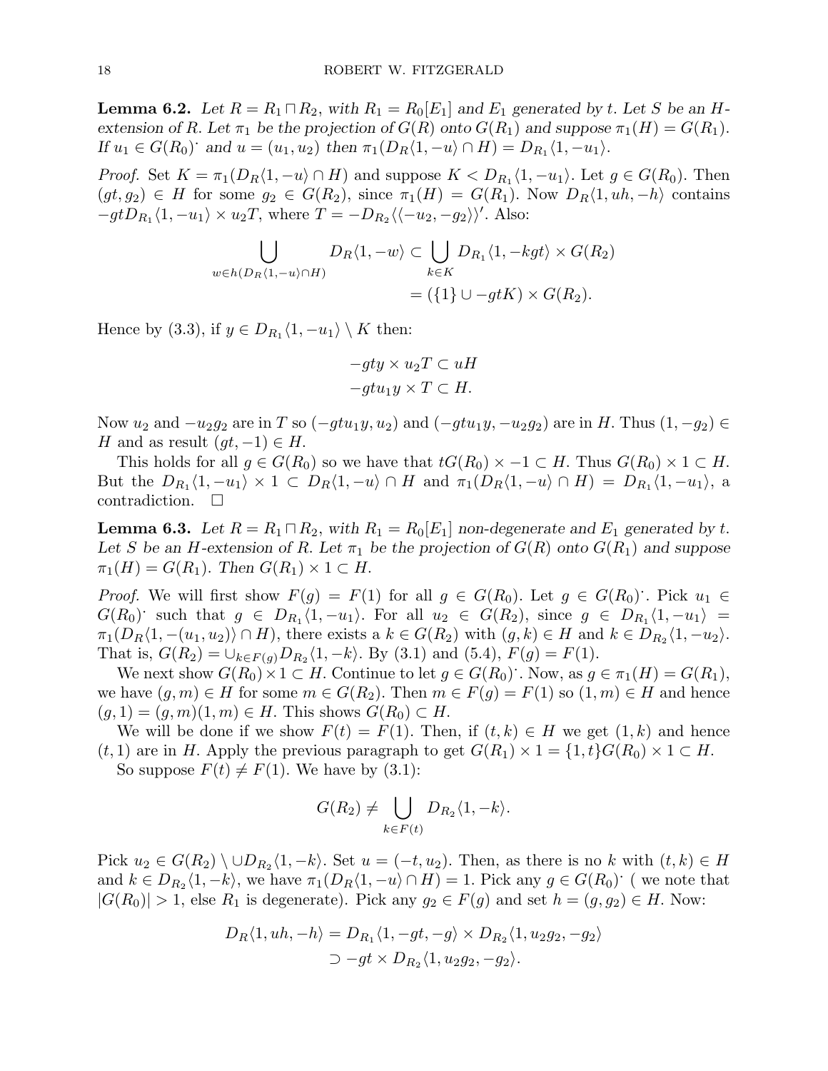**Lemma 6.2.** *Let $R = R_1 \sqcap R_2$, with $R_1 = R_0[E_1]$ and $E_1$ generated by $t$. Let $S$ be an $H$-extension of $R$. Let $\pi_1$ be the projection of $G(R)$ onto $G(R_1)$ and suppose $\pi_1(H) = G(R_1)$. If $u_1 \in G(R_0)^{\cdot}$ and $u = (u_1, u_2)$ then $\pi_1(D_R\langle 1, -u\rangle \cap H) = D_{R_1}\langle 1, -u_1\rangle$.*

*Proof.* Set $K = \pi_1(D_R\langle 1, -u\rangle \cap H)$ and suppose $K < D_{R_1}\langle 1, -u_1\rangle$. Let $g \in G(R_0)$. Then $(gt, g_2) \in H$ for some $g_2 \in G(R_2)$, since $\pi_1(H) = G(R_1)$. Now $D_R\langle 1, uh, -h\rangle$ contains $-gtD_{R_1}\langle 1, -u_1\rangle \times u_2T$, where $T = -D_{R_2}\langle\langle -u_2, -g_2\rangle\rangle'$. Also:

$$\bigcup_{w \in h(D_R\langle 1,-u\rangle \cap H)} D_R\langle 1, -w\rangle \subset \bigcup_{k \in K} D_{R_1}\langle 1, -kgt\rangle \times G(R_2)$$
$$= (\{1\} \cup -gtK) \times G(R_2).$$

Hence by (3.3), if $y \in D_{R_1}\langle 1, -u_1\rangle \setminus K$ then:

$$-gty \times u_2T \subset uH$$
$$-gtu_1y \times T \subset H.$$

Now $u_2$ and $-u_2g_2$ are in $T$ so $(-gtu_1y, u_2)$ and $(-gtu_1y, -u_2g_2)$ are in $H$. Thus $(1, -g_2) \in H$ and as result $(gt, -1) \in H$.

This holds for all $g \in G(R_0)$ so we have that $tG(R_0) \times -1 \subset H$. Thus $G(R_0) \times 1 \subset H$. But the $D_{R_1}\langle 1, -u_1\rangle \times 1 \subset D_R\langle 1, -u\rangle \cap H$ and $\pi_1(D_R\langle 1, -u\rangle \cap H) = D_{R_1}\langle 1, -u_1\rangle$, a contradiction. $\square$

**Lemma 6.3.** *Let $R = R_1 \sqcap R_2$, with $R_1 = R_0[E_1]$ non-degenerate and $E_1$ generated by $t$. Let $S$ be an $H$-extension of $R$. Let $\pi_1$ be the projection of $G(R)$ onto $G(R_1)$ and suppose $\pi_1(H) = G(R_1)$. Then $G(R_1) \times 1 \subset H$.*

*Proof.* We will first show $F(g) = F(1)$ for all $g \in G(R_0)$. Let $g \in G(R_0)^{\cdot}$. Pick $u_1 \in G(R_0)^{\cdot}$ such that $g \in D_{R_1}\langle 1, -u_1\rangle$. For all $u_2 \in G(R_2)$, since $g \in D_{R_1}\langle 1, -u_1\rangle = \pi_1(D_R\langle 1, -(u_1, u_2)\rangle \cap H)$, there exists a $k \in G(R_2)$ with $(g, k) \in H$ and $k \in D_{R_2}\langle 1, -u_2\rangle$. That is, $G(R_2) = \cup_{k \in F(g)} D_{R_2}\langle 1, -k\rangle$. By (3.1) and (5.4), $F(g) = F(1)$.

We next show $G(R_0) \times 1 \subset H$. Continue to let $g \in G(R_0)^{\cdot}$. Now, as $g \in \pi_1(H) = G(R_1)$, we have $(g, m) \in H$ for some $m \in G(R_2)$. Then $m \in F(g) = F(1)$ so $(1, m) \in H$ and hence $(g, 1) = (g, m)(1, m) \in H$. This shows $G(R_0) \subset H$.

We will be done if we show $F(t) = F(1)$. Then, if $(t, k) \in H$ we get $(1, k)$ and hence $(t, 1)$ are in $H$. Apply the previous paragraph to get $G(R_1) \times 1 = \{1, t\}G(R_0) \times 1 \subset H$.

So suppose $F(t) \neq F(1)$. We have by (3.1):

$$G(R_2) \neq \bigcup_{k \in F(t)} D_{R_2}\langle 1, -k\rangle.$$

Pick $u_2 \in G(R_2) \setminus \cup D_{R_2}\langle 1, -k\rangle$. Set $u = (-t, u_2)$. Then, as there is no $k$ with $(t, k) \in H$ and $k \in D_{R_2}\langle 1, -k\rangle$, we have $\pi_1(D_R\langle 1, -u\rangle \cap H) = 1$. Pick any $g \in G(R_0)^{\cdot}$ ( we note that $|G(R_0)| > 1$, else $R_1$ is degenerate). Pick any $g_2 \in F(g)$ and set $h = (g, g_2) \in H$. Now:

$$D_R\langle 1, uh, -h\rangle = D_{R_1}\langle 1, -gt, -g\rangle \times D_{R_2}\langle 1, u_2g_2, -g_2\rangle$$
$$\supset -gt \times D_{R_2}\langle 1, u_2g_2, -g_2\rangle.$$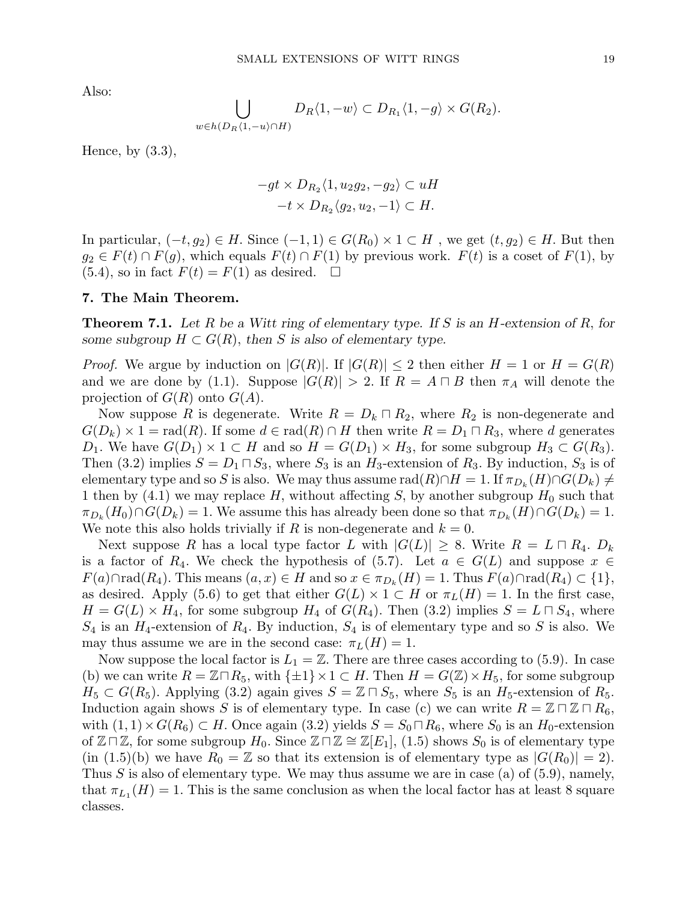Also:

$$\bigcup_{w \in h(D_R\langle 1,-u\rangle \cap H)} D_R\langle 1, -w\rangle \subset D_{R_1}\langle 1, -g\rangle \times G(R_2).$$

Hence, by (3.3),

$$-gt \times D_{R_2}\langle 1, u_2 g_2, -g_2\rangle \subset uH$$
$$-t \times D_{R_2}\langle g_2, u_2, -1\rangle \subset H.$$

In particular, $(-t, g_2) \in H$. Since $(-1, 1) \in G(R_0) \times 1 \subset H$ , we get $(t, g_2) \in H$. But then $g_2 \in F(t) \cap F(g)$, which equals $F(t) \cap F(1)$ by previous work. $F(t)$ is a coset of $F(1)$, by (5.4), so in fact $F(t) = F(1)$ as desired. $\square$

## 7. The Main Theorem.

**Theorem 7.1.** *Let $R$ be a Witt ring of elementary type. If $S$ is an $H$-extension of $R$, for some subgroup $H \subset G(R)$, then $S$ is also of elementary type.*

*Proof.* We argue by induction on $|G(R)|$. If $|G(R)| \leq 2$ then either $H = 1$ or $H = G(R)$ and we are done by (1.1). Suppose $|G(R)| > 2$. If $R = A \sqcap B$ then $\pi_A$ will denote the projection of $G(R)$ onto $G(A)$.

Now suppose $R$ is degenerate. Write $R = D_k \sqcap R_2$, where $R_2$ is non-degenerate and $G(D_k) \times 1 = \mathrm{rad}(R)$. If some $d \in \mathrm{rad}(R) \cap H$ then write $R = D_1 \sqcap R_3$, where $d$ generates $D_1$. We have $G(D_1) \times 1 \subset H$ and so $H = G(D_1) \times H_3$, for some subgroup $H_3 \subset G(R_3)$. Then (3.2) implies $S = D_1 \sqcap S_3$, where $S_3$ is an $H_3$-extension of $R_3$. By induction, $S_3$ is of elementary type and so $S$ is also. We may thus assume $\mathrm{rad}(R) \cap H = 1$. If $\pi_{D_k}(H) \cap G(D_k) \neq 1$ then by (4.1) we may replace $H$, without affecting $S$, by another subgroup $H_0$ such that $\pi_{D_k}(H_0) \cap G(D_k) = 1$. We assume this has already been done so that $\pi_{D_k}(H) \cap G(D_k) = 1$. We note this also holds trivially if $R$ is non-degenerate and $k = 0$.

Next suppose $R$ has a local type factor $L$ with $|G(L)| \geq 8$. Write $R = L \sqcap R_4$. $D_k$ is a factor of $R_4$. We check the hypothesis of (5.7). Let $a \in G(L)$ and suppose $x \in F(a) \cap \mathrm{rad}(R_4)$. This means $(a, x) \in H$ and so $x \in \pi_{D_k}(H) = 1$. Thus $F(a) \cap \mathrm{rad}(R_4) \subset \{1\}$, as desired. Apply (5.6) to get that either $G(L) \times 1 \subset H$ or $\pi_L(H) = 1$. In the first case, $H = G(L) \times H_4$, for some subgroup $H_4$ of $G(R_4)$. Then (3.2) implies $S = L \sqcap S_4$, where $S_4$ is an $H_4$-extension of $R_4$. By induction, $S_4$ is of elementary type and so $S$ is also. We may thus assume we are in the second case: $\pi_L(H) = 1$.

Now suppose the local factor is $L_1 = \mathbb{Z}$. There are three cases according to (5.9). In case (b) we can write $R = \mathbb{Z} \sqcap R_5$, with $\{\pm 1\} \times 1 \subset H$. Then $H = G(\mathbb{Z}) \times H_5$, for some subgroup $H_5 \subset G(R_5)$. Applying (3.2) again gives $S = \mathbb{Z} \sqcap S_5$, where $S_5$ is an $H_5$-extension of $R_5$. Induction again shows $S$ is of elementary type. In case (c) we can write $R = \mathbb{Z} \sqcap \mathbb{Z} \sqcap R_6$, with $(1, 1) \times G(R_6) \subset H$. Once again (3.2) yields $S = S_0 \sqcap R_6$, where $S_0$ is an $H_0$-extension of $\mathbb{Z} \sqcap \mathbb{Z}$, for some subgroup $H_0$. Since $\mathbb{Z} \sqcap \mathbb{Z} \cong \mathbb{Z}[E_1]$, (1.5) shows $S_0$ is of elementary type (in (1.5)(b) we have $R_0 = \mathbb{Z}$ so that its extension is of elementary type as $|G(R_0)| = 2$). Thus $S$ is also of elementary type. We may thus assume we are in case (a) of (5.9), namely, that $\pi_{L_1}(H) = 1$. This is the same conclusion as when the local factor has at least 8 square classes.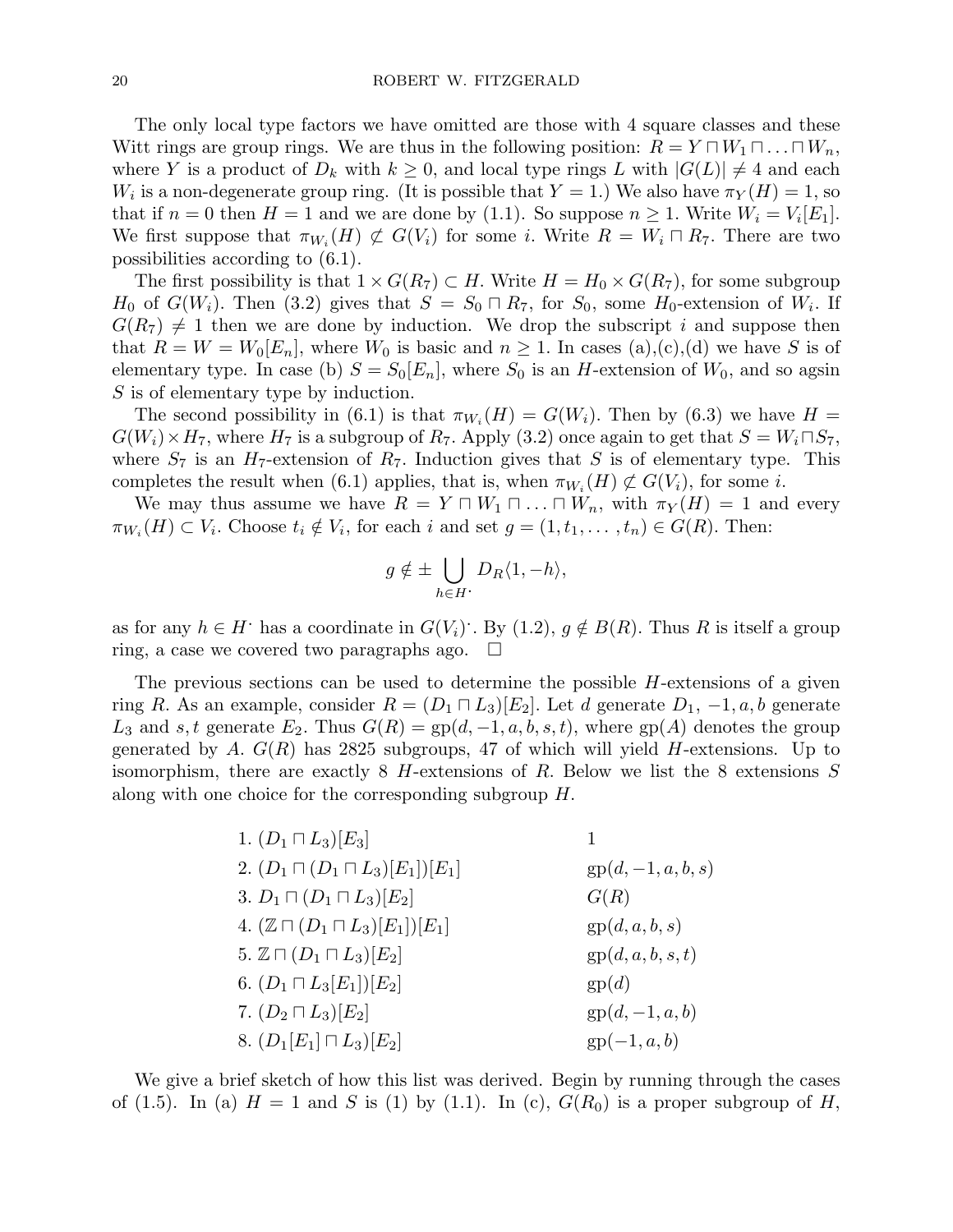The only local type factors we have omitted are those with 4 square classes and these Witt rings are group rings. We are thus in the following position: $R = Y \sqcap W_1 \sqcap \ldots \sqcap W_n$, where $Y$ is a product of $D_k$ with $k \geq 0$, and local type rings $L$ with $|G(L)| \neq 4$ and each $W_i$ is a non-degenerate group ring. (It is possible that $Y = 1$.) We also have $\pi_Y(H) = 1$, so that if $n = 0$ then $H = 1$ and we are done by (1.1). So suppose $n \geq 1$. Write $W_i = V_i[E_1]$. We first suppose that $\pi_{W_i}(H) \not\subset G(V_i)$ for some $i$. Write $R = W_i \sqcap R_7$. There are two possibilities according to (6.1).

The first possibility is that $1 \times G(R_7) \subset H$. Write $H = H_0 \times G(R_7)$, for some subgroup $H_0$ of $G(W_i)$. Then (3.2) gives that $S = S_0 \sqcap R_7$, for $S_0$, some $H_0$-extension of $W_i$. If $G(R_7) \neq 1$ then we are done by induction. We drop the subscript $i$ and suppose then that $R = W = W_0[E_n]$, where $W_0$ is basic and $n \geq 1$. In cases (a),(c),(d) we have $S$ is of elementary type. In case (b) $S = S_0[E_n]$, where $S_0$ is an $H$-extension of $W_0$, and so agsin $S$ is of elementary type by induction.

The second possibility in (6.1) is that $\pi_{W_i}(H) = G(W_i)$. Then by (6.3) we have $H = G(W_i) \times H_7$, where $H_7$ is a subgroup of $R_7$. Apply (3.2) once again to get that $S = W_i \sqcap S_7$, where $S_7$ is an $H_7$-extension of $R_7$. Induction gives that $S$ is of elementary type. This completes the result when (6.1) applies, that is, when $\pi_{W_i}(H) \not\subset G(V_i)$, for some $i$.

We may thus assume we have $R = Y \sqcap W_1 \sqcap \ldots \sqcap W_n$, with $\pi_Y(H) = 1$ and every $\pi_{W_i}(H) \subset V_i$. Choose $t_i \notin V_i$, for each $i$ and set $g = (1, t_1, \ldots, t_n) \in G(R)$. Then:

$$g \notin \pm \bigcup_{h \in H^{\cdot}} D_R\langle 1, -h\rangle,$$

as for any $h \in H^{\cdot}$ has a coordinate in $G(V_i)^{\cdot}$. By (1.2), $g \notin B(R)$. Thus $R$ is itself a group ring, a case we covered two paragraphs ago. $\square$

The previous sections can be used to determine the possible $H$-extensions of a given ring $R$. As an example, consider $R = (D_1 \sqcap L_3)[E_2]$. Let $d$ generate $D_1$, $-1, a, b$ generate $L_3$ and $s, t$ generate $E_2$. Thus $G(R) = \text{gp}(d, -1, a, b, s, t)$, where $\text{gp}(A)$ denotes the group generated by $A$. $G(R)$ has 2825 subgroups, 47 of which will yield $H$-extensions. Up to isomorphism, there are exactly 8 $H$-extensions of $R$. Below we list the 8 extensions $S$ along with one choice for the corresponding subgroup $H$.

| | |
|---|---|
| 1. $(D_1 \sqcap L_3)[E_3]$ | $1$ |
| 2. $(D_1 \sqcap (D_1 \sqcap L_3)[E_1])[E_1]$ | $\text{gp}(d, -1, a, b, s)$ |
| 3. $D_1 \sqcap (D_1 \sqcap L_3)[E_2]$ | $G(R)$ |
| 4. $(\mathbb{Z} \sqcap (D_1 \sqcap L_3)[E_1])[E_1]$ | $\text{gp}(d, a, b, s)$ |
| 5. $\mathbb{Z} \sqcap (D_1 \sqcap L_3)[E_2]$ | $\text{gp}(d, a, b, s, t)$ |
| 6. $(D_1 \sqcap L_3[E_1])[E_2]$ | $\text{gp}(d)$ |
| 7. $(D_2 \sqcap L_3)[E_2]$ | $\text{gp}(d, -1, a, b)$ |
| 8. $(D_1[E_1] \sqcap L_3)[E_2]$ | $\text{gp}(-1, a, b)$ |

We give a brief sketch of how this list was derived. Begin by running through the cases of (1.5). In (a) $H = 1$ and $S$ is (1) by (1.1). In (c), $G(R_0)$ is a proper subgroup of $H$,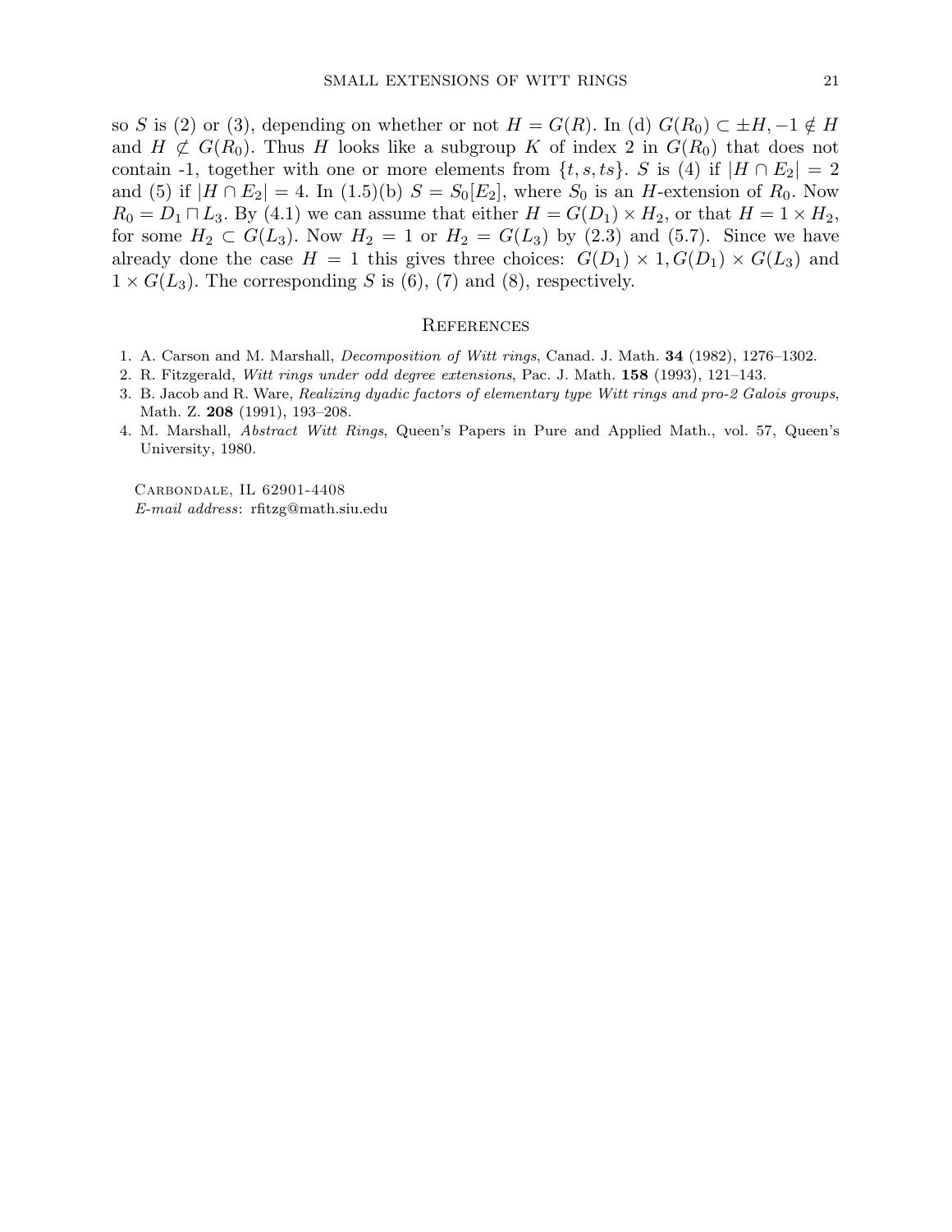so $S$ is (2) or (3), depending on whether or not $H = G(R)$. In (d) $G(R_0) \subset \pm H, -1 \notin H$ and $H \not\subset G(R_0)$. Thus $H$ looks like a subgroup $K$ of index 2 in $G(R_0)$ that does not contain -1, together with one or more elements from $\{t, s, ts\}$. $S$ is (4) if $|H \cap E_2| = 2$ and (5) if $|H \cap E_2| = 4$. In (1.5)(b) $S = S_0[E_2]$, where $S_0$ is an $H$-extension of $R_0$. Now $R_0 = D_1 \sqcap L_3$. By (4.1) we can assume that either $H = G(D_1) \times H_2$, or that $H = 1 \times H_2$, for some $H_2 \subset G(L_3)$. Now $H_2 = 1$ or $H_2 = G(L_3)$ by (2.3) and (5.7). Since we have already done the case $H = 1$ this gives three choices: $G(D_1) \times 1, G(D_1) \times G(L_3)$ and $1 \times G(L_3)$. The corresponding $S$ is (6), (7) and (8), respectively.

## References

1. A. Carson and M. Marshall, *Decomposition of Witt rings*, Canad. J. Math. **34** (1982), 1276–1302.
2. R. Fitzgerald, *Witt rings under odd degree extensions*, Pac. J. Math. **158** (1993), 121–143.
3. B. Jacob and R. Ware, *Realizing dyadic factors of elementary type Witt rings and pro-2 Galois groups*, Math. Z. **208** (1991), 193–208.
4. M. Marshall, *Abstract Witt Rings*, Queen's Papers in Pure and Applied Math., vol. 57, Queen's University, 1980.

Carbondale, IL 62901-4408

*E-mail address*: rfitzg@math.siu.edu